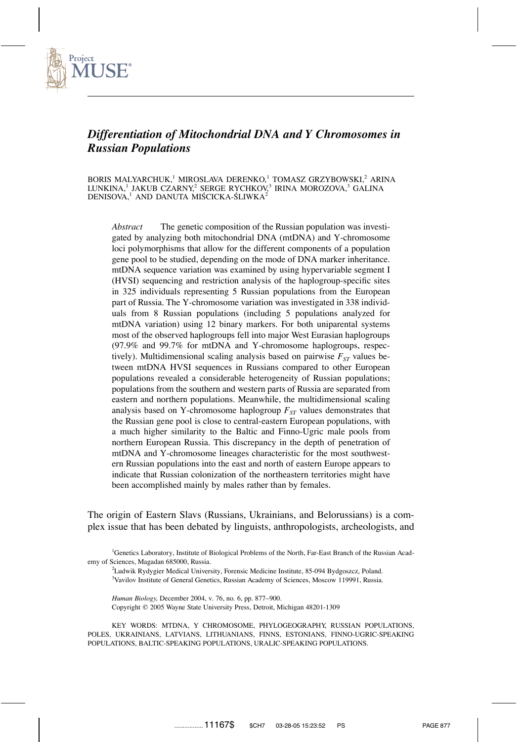# *Differentiation of Mitochondrial DNA and Y Chromosomes in Russian Populations*

BORIS MALYARCHUK,[1] MIROSLAVA DERENKO,[1] TOMASZ GRZYBOWSKI,[2] ARINA LUNKINA,[1] JAKUB CZARNY,[2] SERGE RYCHKOV,[3] IRINA MOROZOVA,[3] GALINA DENISOVA,[1] AND DANUTA MIŚCICKA-ŚLIWKA[2]

*Abstract* The genetic composition of the Russian population was investigated by analyzing both mitochondrial DNA (mtDNA) and Y-chromosome loci polymorphisms that allow for the different components of a population gene pool to be studied, depending on the mode of DNA marker inheritance. mtDNA sequence variation was examined by using hypervariable segment I (HVSI) sequencing and restriction analysis of the haplogroup-specific sites in 325 individuals representing 5 Russian populations from the European part of Russia. The Y-chromosome variation was investigated in 338 individuals from 8 Russian populations (including 5 populations analyzed for mtDNA variation) using 12 binary markers. For both uniparental systems most of the observed haplogroups fell into major West Eurasian haplogroups (97.9% and 99.7% for mtDNA and Y-chromosome haplogroups, respectively). Multidimensional scaling analysis based on pairwise $F_{ST}$ values between mtDNA HVSI sequences in Russians compared to other European populations revealed a considerable heterogeneity of Russian populations; populations from the southern and western parts of Russia are separated from eastern and northern populations. Meanwhile, the multidimensional scaling analysis based on Y-chromosome haplogroup $F_{ST}$ values demonstrates that the Russian gene pool is close to central-eastern European populations, with a much higher similarity to the Baltic and Finno-Ugric male pools from northern European Russia. This discrepancy in the depth of penetration of mtDNA and Y-chromosome lineages characteristic for the most southwestern Russian populations into the east and north of eastern Europe appears to indicate that Russian colonization of the northeastern territories might have been accomplished mainly by males rather than by females.

The origin of Eastern Slavs (Russians, Ukrainians, and Belorussians) is a complex issue that has been debated by linguists, anthropologists, archeologists, and

[1]Genetics Laboratory, Institute of Biological Problems of the North, Far-East Branch of the Russian Academy of Sciences, Magadan 685000, Russia.

[2]Ludwik Rydygier Medical University, Forensic Medicine Institute, 85-094 Bydgoszcz, Poland.

[3]Vavilov Institute of General Genetics, Russian Academy of Sciences, Moscow 119991, Russia.

*Human Biology,* December 2004, v. 76, no. 6, pp. 877–900.
Copyright © 2005 Wayne State University Press, Detroit, Michigan 48201-1309

KEY WORDS: MTDNA, Y CHROMOSOME, PHYLOGEOGRAPHY, RUSSIAN POPULATIONS, POLES, UKRAINIANS, LATVIANS, LITHUANIANS, FINNS, ESTONIANS, FINNO-UGRIC-SPEAKING POPULATIONS, BALTIC-SPEAKING POPULATIONS, URALIC-SPEAKING POPULATIONS.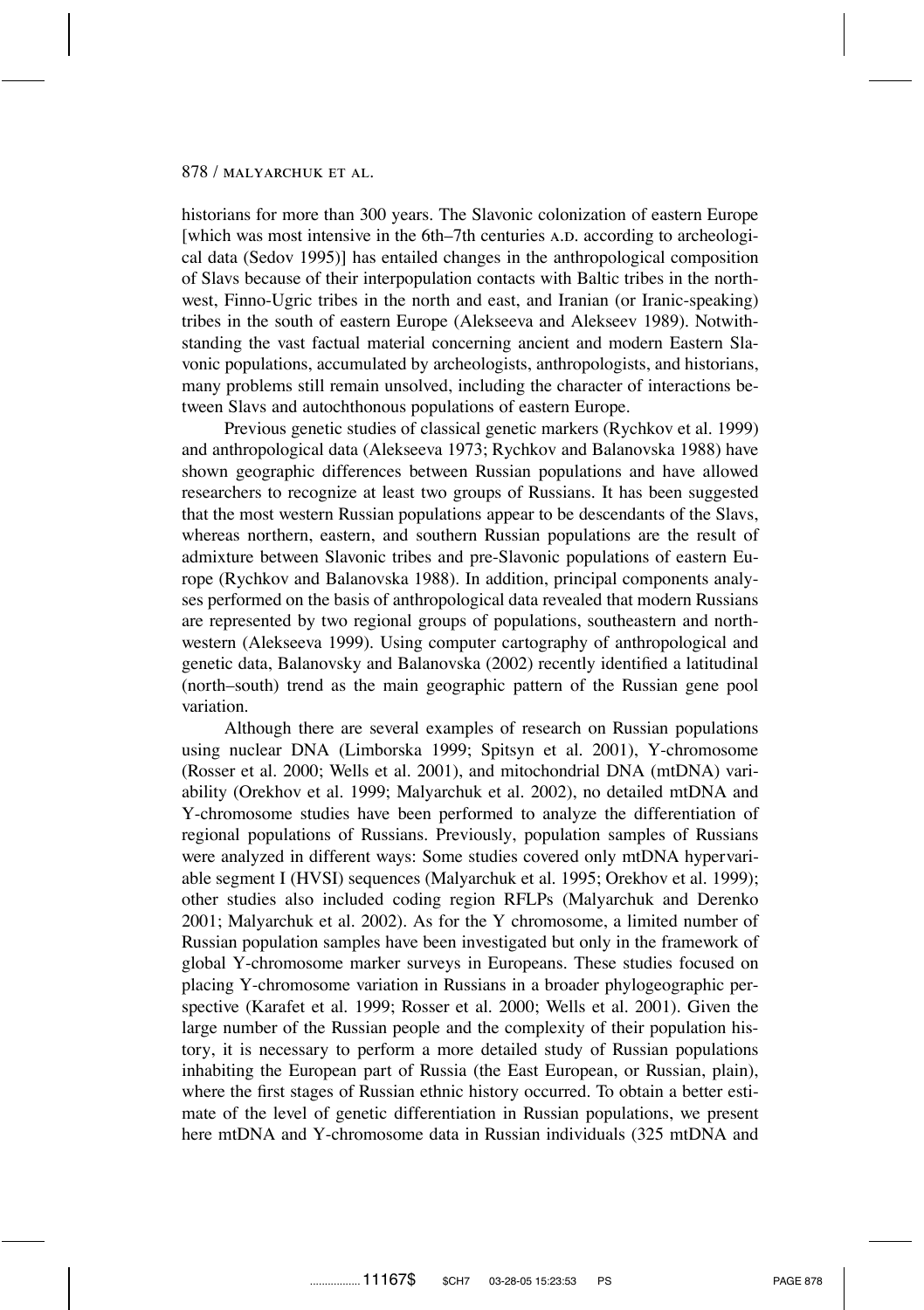historians for more than 300 years. The Slavonic colonization of eastern Europe [which was most intensive in the 6th–7th centuries A.D. according to archeological data (Sedov 1995)] has entailed changes in the anthropological composition of Slavs because of their interpopulation contacts with Baltic tribes in the northwest, Finno-Ugric tribes in the north and east, and Iranian (or Iranic-speaking) tribes in the south of eastern Europe (Alekseeva and Alekseev 1989). Notwithstanding the vast factual material concerning ancient and modern Eastern Slavonic populations, accumulated by archeologists, anthropologists, and historians, many problems still remain unsolved, including the character of interactions between Slavs and autochthonous populations of eastern Europe.

Previous genetic studies of classical genetic markers (Rychkov et al. 1999) and anthropological data (Alekseeva 1973; Rychkov and Balanovska 1988) have shown geographic differences between Russian populations and have allowed researchers to recognize at least two groups of Russians. It has been suggested that the most western Russian populations appear to be descendants of the Slavs, whereas northern, eastern, and southern Russian populations are the result of admixture between Slavonic tribes and pre-Slavonic populations of eastern Europe (Rychkov and Balanovska 1988). In addition, principal components analyses performed on the basis of anthropological data revealed that modern Russians are represented by two regional groups of populations, southeastern and northwestern (Alekseeva 1999). Using computer cartography of anthropological and genetic data, Balanovsky and Balanovska (2002) recently identified a latitudinal (north–south) trend as the main geographic pattern of the Russian gene pool variation.

Although there are several examples of research on Russian populations using nuclear DNA (Limborska 1999; Spitsyn et al. 2001), Y-chromosome (Rosser et al. 2000; Wells et al. 2001), and mitochondrial DNA (mtDNA) variability (Orekhov et al. 1999; Malyarchuk et al. 2002), no detailed mtDNA and Y-chromosome studies have been performed to analyze the differentiation of regional populations of Russians. Previously, population samples of Russians were analyzed in different ways: Some studies covered only mtDNA hypervariable segment I (HVSI) sequences (Malyarchuk et al. 1995; Orekhov et al. 1999); other studies also included coding region RFLPs (Malyarchuk and Derenko 2001; Malyarchuk et al. 2002). As for the Y chromosome, a limited number of Russian population samples have been investigated but only in the framework of global Y-chromosome marker surveys in Europeans. These studies focused on placing Y-chromosome variation in Russians in a broader phylogeographic perspective (Karafet et al. 1999; Rosser et al. 2000; Wells et al. 2001). Given the large number of the Russian people and the complexity of their population history, it is necessary to perform a more detailed study of Russian populations inhabiting the European part of Russia (the East European, or Russian, plain), where the first stages of Russian ethnic history occurred. To obtain a better estimate of the level of genetic differentiation in Russian populations, we present here mtDNA and Y-chromosome data in Russian individuals (325 mtDNA and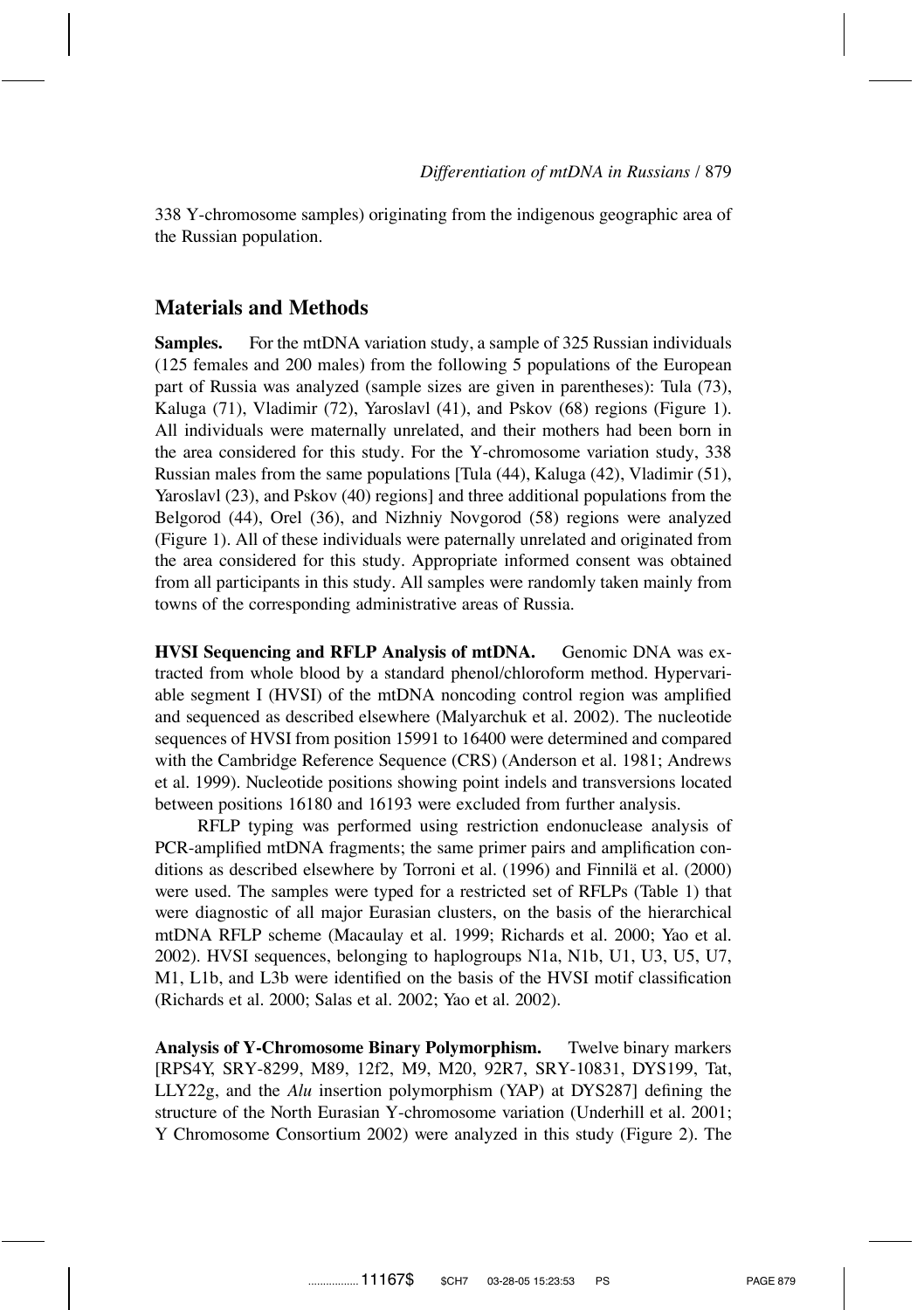338 Y-chromosome samples) originating from the indigenous geographic area of the Russian population.

## Materials and Methods

**Samples.** For the mtDNA variation study, a sample of 325 Russian individuals (125 females and 200 males) from the following 5 populations of the European part of Russia was analyzed (sample sizes are given in parentheses): Tula (73), Kaluga (71), Vladimir (72), Yaroslavl (41), and Pskov (68) regions (Figure 1). All individuals were maternally unrelated, and their mothers had been born in the area considered for this study. For the Y-chromosome variation study, 338 Russian males from the same populations [Tula (44), Kaluga (42), Vladimir (51), Yaroslavl (23), and Pskov (40) regions] and three additional populations from the Belgorod (44), Orel (36), and Nizhniy Novgorod (58) regions were analyzed (Figure 1). All of these individuals were paternally unrelated and originated from the area considered for this study. Appropriate informed consent was obtained from all participants in this study. All samples were randomly taken mainly from towns of the corresponding administrative areas of Russia.

**HVSI Sequencing and RFLP Analysis of mtDNA.** Genomic DNA was extracted from whole blood by a standard phenol/chloroform method. Hypervariable segment I (HVSI) of the mtDNA noncoding control region was amplified and sequenced as described elsewhere (Malyarchuk et al. 2002). The nucleotide sequences of HVSI from position 15991 to 16400 were determined and compared with the Cambridge Reference Sequence (CRS) (Anderson et al. 1981; Andrews et al. 1999). Nucleotide positions showing point indels and transversions located between positions 16180 and 16193 were excluded from further analysis.

RFLP typing was performed using restriction endonuclease analysis of PCR-amplified mtDNA fragments; the same primer pairs and amplification conditions as described elsewhere by Torroni et al. (1996) and Finnilä et al. (2000) were used. The samples were typed for a restricted set of RFLPs (Table 1) that were diagnostic of all major Eurasian clusters, on the basis of the hierarchical mtDNA RFLP scheme (Macaulay et al. 1999; Richards et al. 2000; Yao et al. 2002). HVSI sequences, belonging to haplogroups N1a, N1b, U1, U3, U5, U7, M1, L1b, and L3b were identified on the basis of the HVSI motif classification (Richards et al. 2000; Salas et al. 2002; Yao et al. 2002).

**Analysis of Y-Chromosome Binary Polymorphism.** Twelve binary markers [RPS4Y, SRY-8299, M89, 12f2, M9, M20, 92R7, SRY-10831, DYS199, Tat, LLY22g, and the *Alu* insertion polymorphism (YAP) at DYS287] defining the structure of the North Eurasian Y-chromosome variation (Underhill et al. 2001; Y Chromosome Consortium 2002) were analyzed in this study (Figure 2). The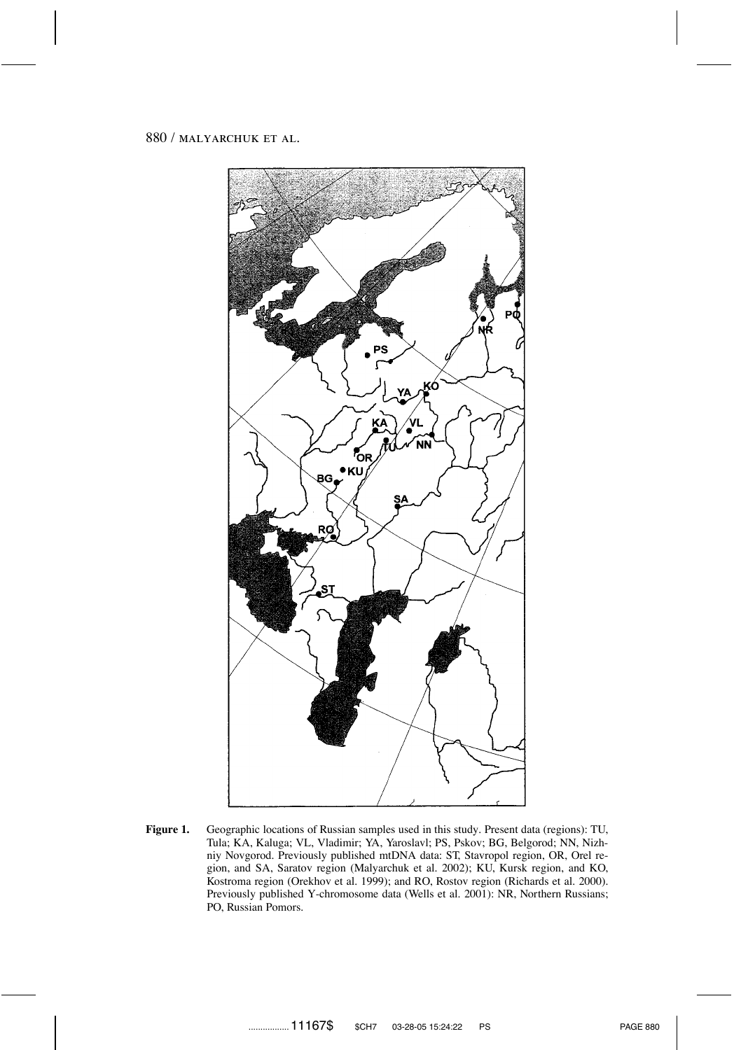**Figure 1.** Geographic locations of Russian samples used in this study. Present data (regions): TU, Tula; KA, Kaluga; VL, Vladimir; YA, Yaroslavl; PS, Pskov; BG, Belgorod; NN, Nizhniy Novgorod. Previously published mtDNA data: ST, Stavropol region, OR, Orel region, and SA, Saratov region (Malyarchuk et al. 2002); KU, Kursk region, and KO, Kostroma region (Orekhov et al. 1999); and RO, Rostov region (Richards et al. 2000). Previously published Y-chromosome data (Wells et al. 2001): NR, Northern Russians; PO, Russian Pomors.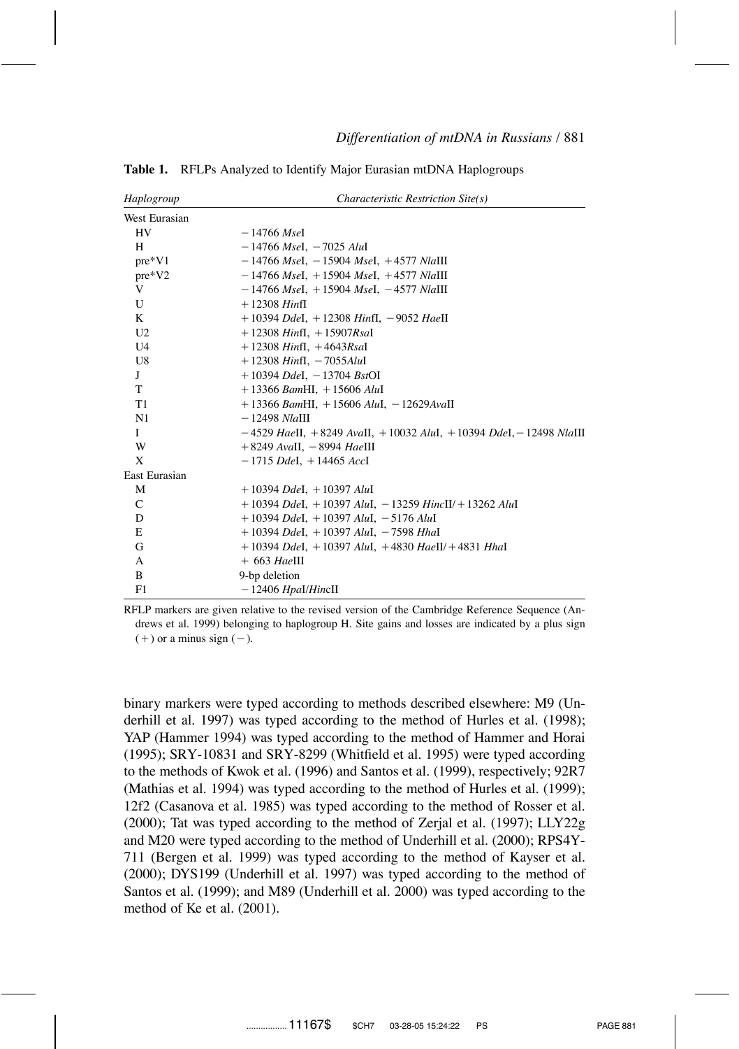**Table 1.** RFLPs Analyzed to Identify Major Eurasian mtDNA Haplogroups

| *Haplogroup* | *Characteristic Restriction Site(s)* |
|---|---|
| West Eurasian | |
| HV | −14766 *Mse*I |
| H | −14766 *Mse*I, −7025 *Alu*I |
| pre*V1 | −14766 *Mse*I, −15904 *Mse*I, +4577 *Nla*III |
| pre*V2 | −14766 *Mse*I, +15904 *Mse*I, +4577 *Nla*III |
| V | −14766 *Mse*I, +15904 *Mse*I, −4577 *Nla*III |
| U | +12308 *Hin*fI |
| K | +10394 *Dde*I, +12308 *Hin*fI, −9052 *Hae*II |
| U2 | +12308 *Hin*fI, +15907*Rsa*I |
| U4 | +12308 *Hin*fI, +4643*Rsa*I |
| U8 | +12308 *Hin*fI, −7055*Alu*I |
| J | +10394 *Dde*I, −13704 *Bst*OI |
| T | +13366 *Bam*HI, +15606 *Alu*I |
| T1 | +13366 *Bam*HI, +15606 *Alu*I, −12629*Ava*II |
| N1 | −12498 *Nla*III |
| I | −4529 *Hae*II, +8249 *Ava*II, +10032 *Alu*I, +10394 *Dde*I, −12498 *Nla*III |
| W | +8249 *Ava*II, −8994 *Hae*III |
| X | −1715 *Dde*I, +14465 *Acc*I |
| East Eurasian | |
| M | +10394 *Dde*I, +10397 *Alu*I |
| C | +10394 *Dde*I, +10397 *Alu*I, −13259 *Hinc*II/+13262 *Alu*I |
| D | +10394 *Dde*I, +10397 *Alu*I, −5176 *Alu*I |
| E | +10394 *Dde*I, +10397 *Alu*I, −7598 *Hha*I |
| G | +10394 *Dde*I, +10397 *Alu*I, +4830 *Hae*II/+4831 *Hha*I |
| A | + 663 *Hae*III |
| B | 9-bp deletion |
| F1 | −12406 *Hpa*I/*Hinc*II |

RFLP markers are given relative to the revised version of the Cambridge Reference Sequence (Andrews et al. 1999) belonging to haplogroup H. Site gains and losses are indicated by a plus sign (+) or a minus sign (−).

binary markers were typed according to methods described elsewhere: M9 (Underhill et al. 1997) was typed according to the method of Hurles et al. (1998); YAP (Hammer 1994) was typed according to the method of Hammer and Horai (1995); SRY-10831 and SRY-8299 (Whitfield et al. 1995) were typed according to the methods of Kwok et al. (1996) and Santos et al. (1999), respectively; 92R7 (Mathias et al. 1994) was typed according to the method of Hurles et al. (1999); 12f2 (Casanova et al. 1985) was typed according to the method of Rosser et al. (2000); Tat was typed according to the method of Zerjal et al. (1997); LLY22g and M20 were typed according to the method of Underhill et al. (2000); RPS4Y-711 (Bergen et al. 1999) was typed according to the method of Kayser et al. (2000); DYS199 (Underhill et al. 1997) was typed according to the method of Santos et al. (1999); and M89 (Underhill et al. 2000) was typed according to the method of Ke et al. (2001).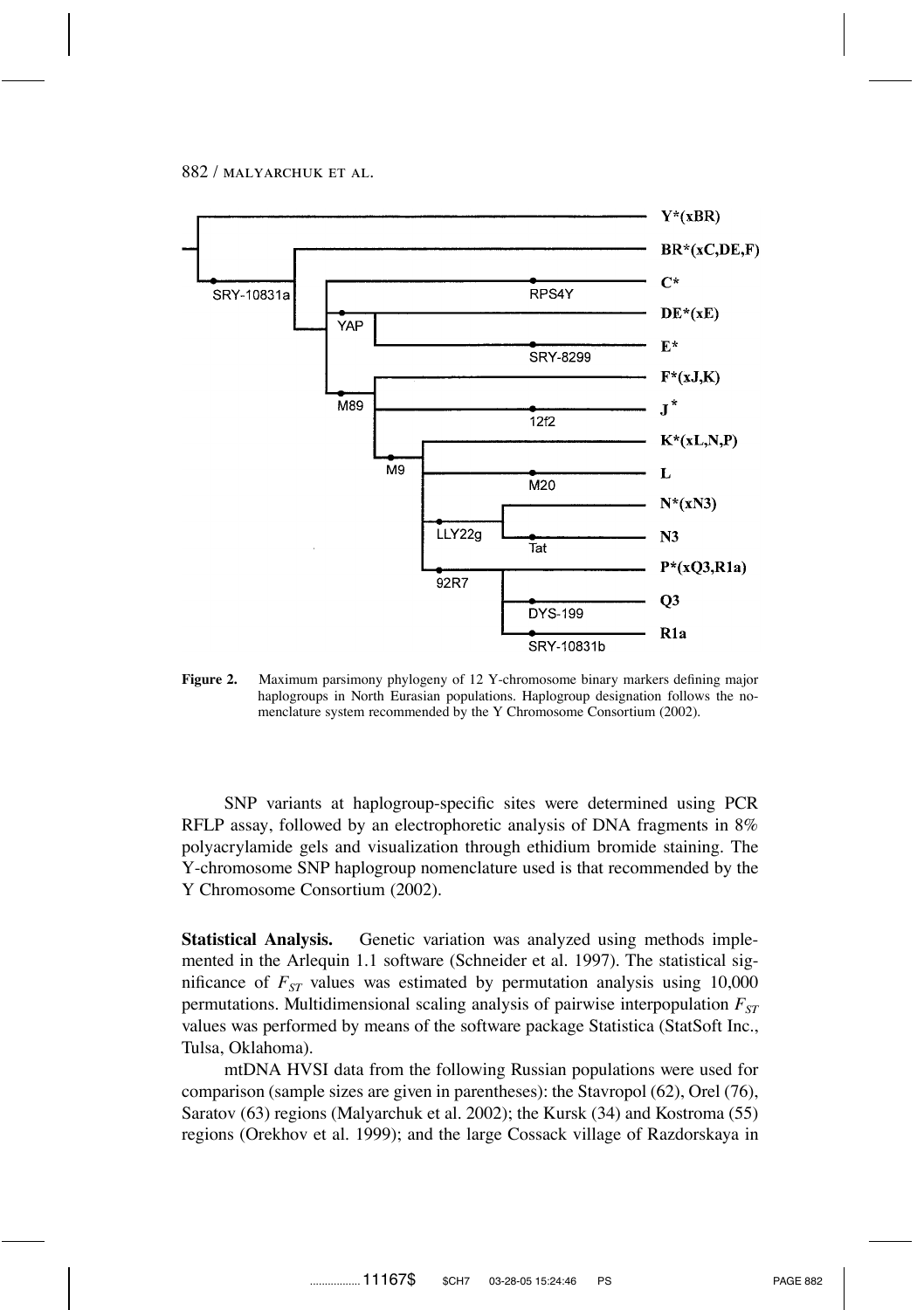**Figure 2.** Maximum parsimony phylogeny of 12 Y-chromosome binary markers defining major haplogroups in North Eurasian populations. Haplogroup designation follows the nomenclature system recommended by the Y Chromosome Consortium (2002).

SNP variants at haplogroup-specific sites were determined using PCR RFLP assay, followed by an electrophoretic analysis of DNA fragments in 8% polyacrylamide gels and visualization through ethidium bromide staining. The Y-chromosome SNP haplogroup nomenclature used is that recommended by the Y Chromosome Consortium (2002).

**Statistical Analysis.** Genetic variation was analyzed using methods implemented in the Arlequin 1.1 software (Schneider et al. 1997). The statistical significance of $F_{ST}$ values was estimated by permutation analysis using 10,000 permutations. Multidimensional scaling analysis of pairwise interpopulation $F_{ST}$ values was performed by means of the software package Statistica (StatSoft Inc., Tulsa, Oklahoma).

mtDNA HVSI data from the following Russian populations were used for comparison (sample sizes are given in parentheses): the Stavropol (62), Orel (76), Saratov (63) regions (Malyarchuk et al. 2002); the Kursk (34) and Kostroma (55) regions (Orekhov et al. 1999); and the large Cossack village of Razdorskaya in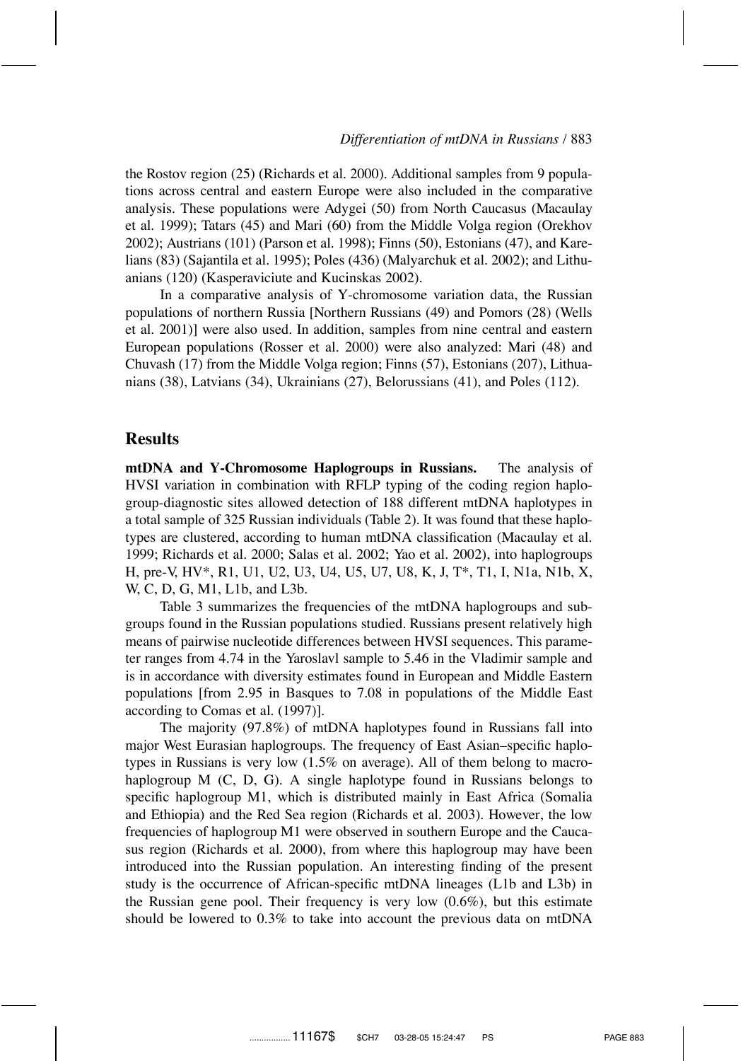the Rostov region (25) (Richards et al. 2000). Additional samples from 9 populations across central and eastern Europe were also included in the comparative analysis. These populations were Adygei (50) from North Caucasus (Macaulay et al. 1999); Tatars (45) and Mari (60) from the Middle Volga region (Orekhov 2002); Austrians (101) (Parson et al. 1998); Finns (50), Estonians (47), and Karelians (83) (Sajantila et al. 1995); Poles (436) (Malyarchuk et al. 2002); and Lithuanians (120) (Kasperaviciute and Kucinskas 2002).

In a comparative analysis of Y-chromosome variation data, the Russian populations of northern Russia [Northern Russians (49) and Pomors (28) (Wells et al. 2001)] were also used. In addition, samples from nine central and eastern European populations (Rosser et al. 2000) were also analyzed: Mari (48) and Chuvash (17) from the Middle Volga region; Finns (57), Estonians (207), Lithuanians (38), Latvians (34), Ukrainians (27), Belorussians (41), and Poles (112).

## Results

**mtDNA and Y-Chromosome Haplogroups in Russians.** The analysis of HVSI variation in combination with RFLP typing of the coding region haplogroup-diagnostic sites allowed detection of 188 different mtDNA haplotypes in a total sample of 325 Russian individuals (Table 2). It was found that these haplotypes are clustered, according to human mtDNA classification (Macaulay et al. 1999; Richards et al. 2000; Salas et al. 2002; Yao et al. 2002), into haplogroups H, pre-V, HV*, R1, U1, U2, U3, U4, U5, U7, U8, K, J, T*, T1, I, N1a, N1b, X, W, C, D, G, M1, L1b, and L3b.

Table 3 summarizes the frequencies of the mtDNA haplogroups and subgroups found in the Russian populations studied. Russians present relatively high means of pairwise nucleotide differences between HVSI sequences. This parameter ranges from 4.74 in the Yaroslavl sample to 5.46 in the Vladimir sample and is in accordance with diversity estimates found in European and Middle Eastern populations [from 2.95 in Basques to 7.08 in populations of the Middle East according to Comas et al. (1997)].

The majority (97.8%) of mtDNA haplotypes found in Russians fall into major West Eurasian haplogroups. The frequency of East Asian–specific haplotypes in Russians is very low (1.5% on average). All of them belong to macrohaplogroup M (C, D, G). A single haplotype found in Russians belongs to specific haplogroup M1, which is distributed mainly in East Africa (Somalia and Ethiopia) and the Red Sea region (Richards et al. 2003). However, the low frequencies of haplogroup M1 were observed in southern Europe and the Caucasus region (Richards et al. 2000), from where this haplogroup may have been introduced into the Russian population. An interesting finding of the present study is the occurrence of African-specific mtDNA lineages (L1b and L3b) in the Russian gene pool. Their frequency is very low (0.6%), but this estimate should be lowered to 0.3% to take into account the previous data on mtDNA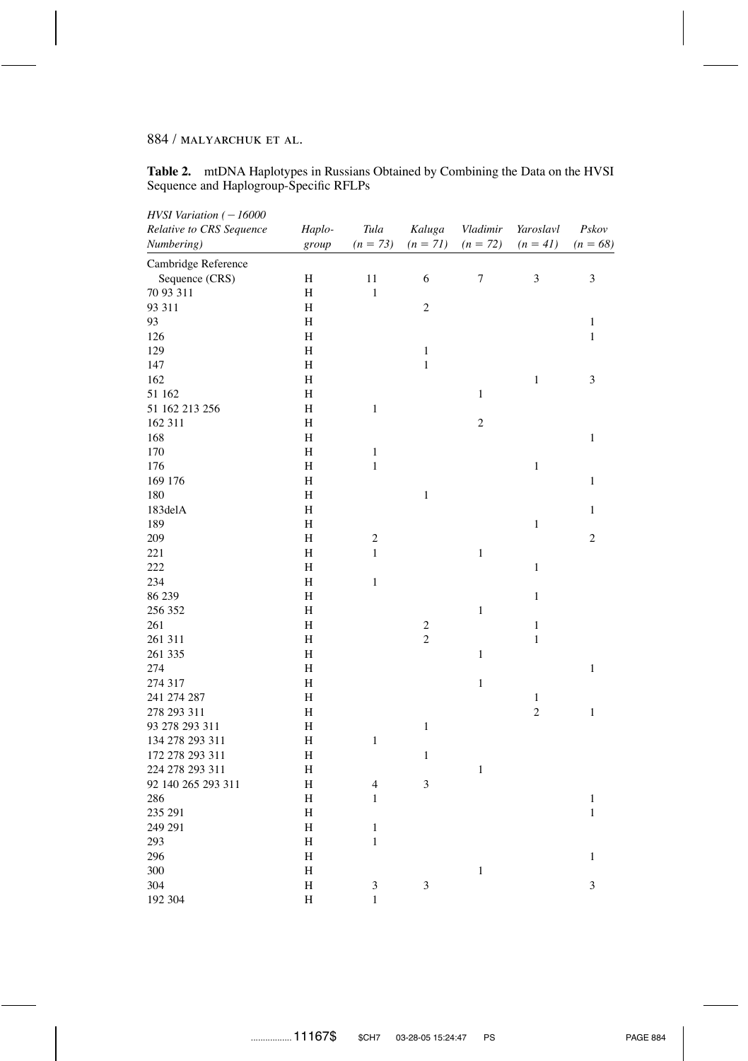**Table 2.** mtDNA Haplotypes in Russians Obtained by Combining the Data on the HVSI Sequence and Haplogroup-Specific RFLPs

| *HVSI Variation (−16000 Relative to CRS Sequence Numbering)* | *Haplo-group* | *Tula (n = 73)* | *Kaluga (n = 71)* | *Vladimir (n = 72)* | *Yaroslavl (n = 41)* | *Pskov (n = 68)* |
|---|---|---|---|---|---|---|
| Cambridge Reference Sequence (CRS) | H | 11 | 6 | 7 | 3 | 3 |
| 70 93 311 | H | 1 | | | | |
| 93 311 | H | | 2 | | | |
| 93 | H | | | | | 1 |
| 126 | H | | | | | 1 |
| 129 | H | | 1 | | | |
| 147 | H | | 1 | | | |
| 162 | H | | | | 1 | 3 |
| 51 162 | H | | | 1 | | |
| 51 162 213 256 | H | 1 | | | | |
| 162 311 | H | | | 2 | | |
| 168 | H | | | | | 1 |
| 170 | H | 1 | | | | |
| 176 | H | 1 | | | 1 | |
| 169 176 | H | | | | | 1 |
| 180 | H | | 1 | | | |
| 183delA | H | | | | | 1 |
| 189 | H | | | | 1 | |
| 209 | H | 2 | | | | 2 |
| 221 | H | 1 | | 1 | | |
| 222 | H | | | | 1 | |
| 234 | H | 1 | | | | |
| 86 239 | H | | | | 1 | |
| 256 352 | H | | | 1 | | |
| 261 | H | | 2 | | 1 | |
| 261 311 | H | | 2 | | 1 | |
| 261 335 | H | | | 1 | | |
| 274 | H | | | | | 1 |
| 274 317 | H | | | 1 | | |
| 241 274 287 | H | | | | 1 | |
| 278 293 311 | H | | | | 2 | 1 |
| 93 278 293 311 | H | | 1 | | | |
| 134 278 293 311 | H | 1 | | | | |
| 172 278 293 311 | H | | 1 | | | |
| 224 278 293 311 | H | | | 1 | | |
| 92 140 265 293 311 | H | 4 | 3 | | | |
| 286 | H | 1 | | | | 1 |
| 235 291 | H | | | | | 1 |
| 249 291 | H | 1 | | | | |
| 293 | H | 1 | | | | |
| 296 | H | | | | | 1 |
| 300 | H | | | 1 | | |
| 304 | H | 3 | 3 | | | 3 |
| 192 304 | H | 1 | | | | |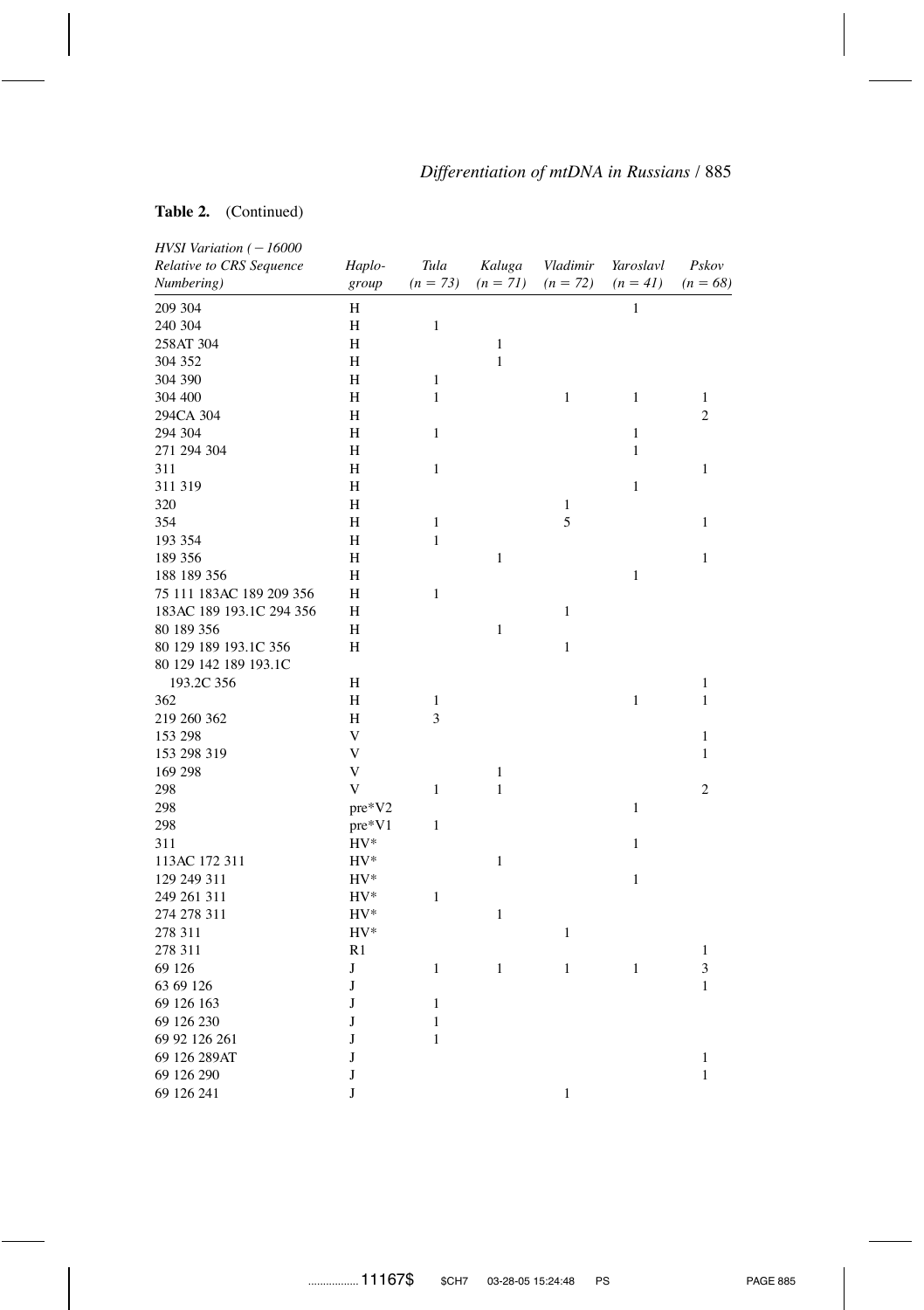**Table 2.** (Continued)

| HVSI Variation (−16000 Relative to CRS Sequence Numbering) | Haplo-group | Tula (n = 73) | Kaluga (n = 71) | Vladimir (n = 72) | Yaroslavl (n = 41) | Pskov (n = 68) |
|---|---|---|---|---|---|---|
| 209 304 | H | | | | 1 | |
| 240 304 | H | 1 | | | | |
| 258AT 304 | H | | 1 | | | |
| 304 352 | H | | 1 | | | |
| 304 390 | H | 1 | | | | |
| 304 400 | H | 1 | | 1 | 1 | 1 |
| 294CA 304 | H | | | | | 2 |
| 294 304 | H | 1 | | | 1 | |
| 271 294 304 | H | | | | 1 | |
| 311 | H | 1 | | | | 1 |
| 311 319 | H | | | | 1 | |
| 320 | H | | | 1 | | |
| 354 | H | 1 | | 5 | | 1 |
| 193 354 | H | 1 | | | | |
| 189 356 | H | | 1 | | | 1 |
| 188 189 356 | H | | | | 1 | |
| 75 111 183AC 189 209 356 | H | 1 | | | | |
| 183AC 189 193.1C 294 356 | H | | | 1 | | |
| 80 189 356 | H | | 1 | | | |
| 80 129 189 193.1C 356 | H | | | 1 | | |
| 80 129 142 189 193.1C 193.2C 356 | H | | | | | 1 |
| 362 | H | 1 | | | 1 | 1 |
| 219 260 362 | H | 3 | | | | |
| 153 298 | V | | | | | 1 |
| 153 298 319 | V | | | | | 1 |
| 169 298 | V | | 1 | | | |
| 298 | V | 1 | 1 | | | 2 |
| 298 | pre*V2 | | | | 1 | |
| 298 | pre*V1 | 1 | | | | |
| 311 | HV* | | | | 1 | |
| 113AC 172 311 | HV* | | 1 | | | |
| 129 249 311 | HV* | | | | 1 | |
| 249 261 311 | HV* | 1 | | | | |
| 274 278 311 | HV* | | 1 | | | |
| 278 311 | HV* | | | 1 | | |
| 278 311 | R1 | | | | | 1 |
| 69 126 | J | 1 | 1 | 1 | 1 | 3 |
| 63 69 126 | J | | | | | 1 |
| 69 126 163 | J | 1 | | | | |
| 69 126 230 | J | 1 | | | | |
| 69 92 126 261 | J | 1 | | | | |
| 69 126 289AT | J | | | | | 1 |
| 69 126 290 | J | | | | | 1 |
| 69 126 241 | J | | | 1 | | |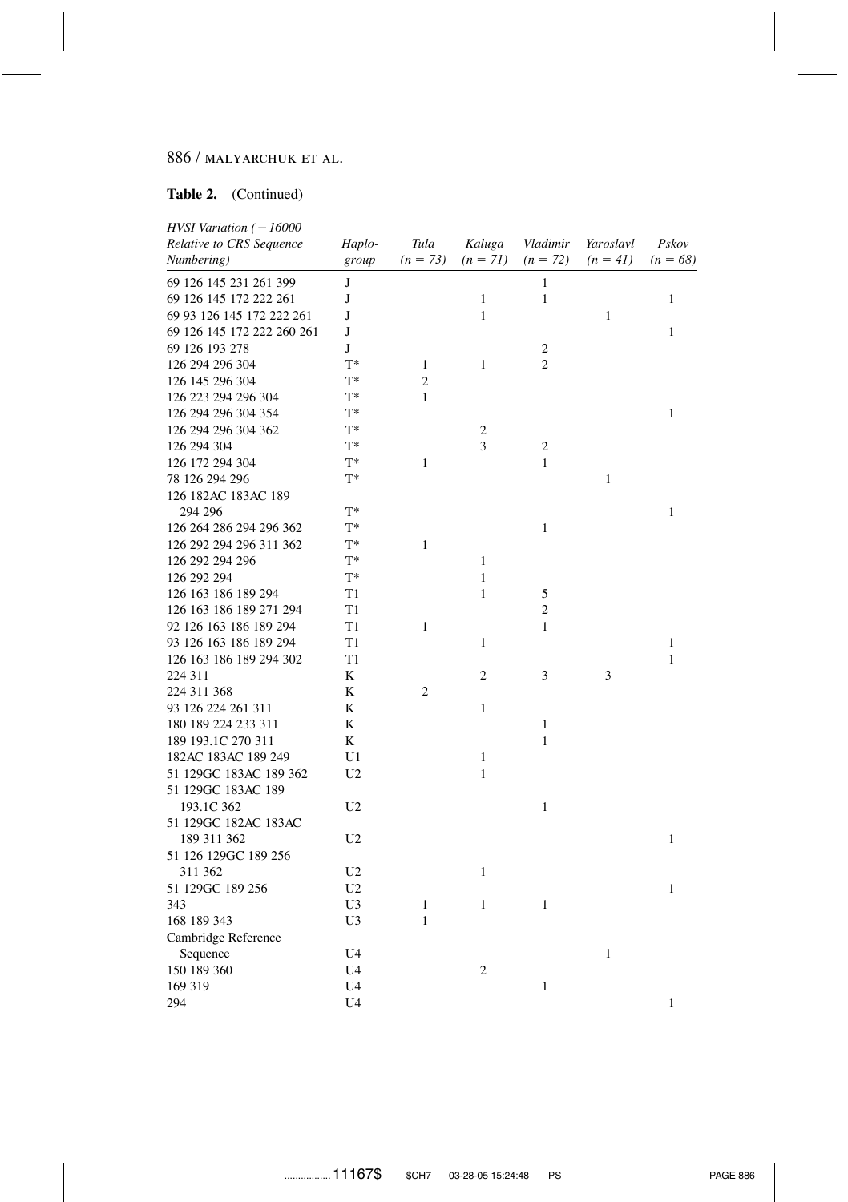**Table 2.** (Continued)

| HVSI Variation (−16000 Relative to CRS Sequence Numbering) | Haplo-group | Tula (n = 73) | Kaluga (n = 71) | Vladimir (n = 72) | Yaroslavl (n = 41) | Pskov (n = 68) |
|---|---|---|---|---|---|---|
| 69 126 145 231 261 399 | J | | | 1 | | |
| 69 126 145 172 222 261 | J | | 1 | 1 | | 1 |
| 69 93 126 145 172 222 261 | J | | 1 | | 1 | |
| 69 126 145 172 222 260 261 | J | | | | | 1 |
| 69 126 193 278 | J | | | 2 | | |
| 126 294 296 304 | T* | 1 | 1 | 2 | | |
| 126 145 296 304 | T* | 2 | | | | |
| 126 223 294 296 304 | T* | 1 | | | | |
| 126 294 296 304 354 | T* | | | | | 1 |
| 126 294 296 304 362 | T* | | 2 | | | |
| 126 294 304 | T* | | 3 | 2 | | |
| 126 172 294 304 | T* | 1 | | 1 | | |
| 78 126 294 296 | T* | | | | 1 | |
| 126 182AC 183AC 189 294 296 | T* | | | | | 1 |
| 126 264 286 294 296 362 | T* | | | 1 | | |
| 126 292 294 296 311 362 | T* | 1 | | | | |
| 126 292 294 296 | T* | | 1 | | | |
| 126 292 294 | T* | | 1 | | | |
| 126 163 186 189 294 | T1 | | 1 | 5 | | |
| 126 163 186 189 271 294 | T1 | | | 2 | | |
| 92 126 163 186 189 294 | T1 | 1 | | 1 | | |
| 93 126 163 186 189 294 | T1 | | 1 | | | 1 |
| 126 163 186 189 294 302 | T1 | | | | | 1 |
| 224 311 | K | | 2 | 3 | 3 | |
| 224 311 368 | K | 2 | | | | |
| 93 126 224 261 311 | K | | 1 | | | |
| 180 189 224 233 311 | K | | | 1 | | |
| 189 193.1C 270 311 | K | | | 1 | | |
| 182AC 183AC 189 249 | U1 | | 1 | | | |
| 51 129GC 183AC 189 362 | U2 | | 1 | | | |
| 51 129GC 183AC 189 193.1C 362 | U2 | | | 1 | | |
| 51 129GC 182AC 183AC 189 311 362 | U2 | | | | | 1 |
| 51 126 129GC 189 256 311 362 | U2 | | 1 | | | |
| 51 129GC 189 256 | U2 | | | | | 1 |
| 343 | U3 | 1 | 1 | 1 | | |
| 168 189 343 | U3 | 1 | | | | |
| Cambridge Reference Sequence | U4 | | | | 1 | |
| 150 189 360 | U4 | | 2 | | | |
| 169 319 | U4 | | | 1 | | |
| 294 | U4 | | | | | 1 |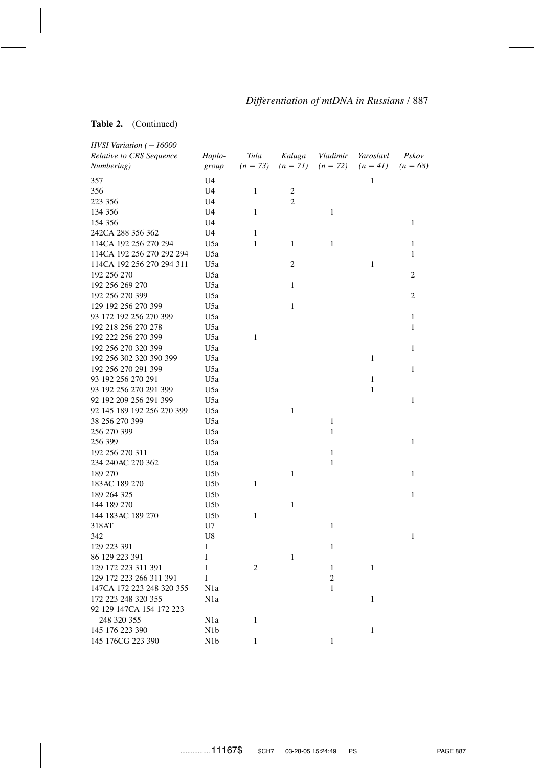**Table 2.** (Continued)

| *HVSI Variation (−16000 Relative to CRS Sequence Numbering)* | *Haplo-group* | *Tula (n = 73)* | *Kaluga (n = 71)* | *Vladimir (n = 72)* | *Yaroslavl (n = 41)* | *Pskov (n = 68)* |
|---|---|---|---|---|---|---|
| 357 | U4 | | | | 1 | |
| 356 | U4 | 1 | 2 | | | |
| 223 356 | U4 | | 2 | | | |
| 134 356 | U4 | 1 | | 1 | | |
| 154 356 | U4 | | | | | 1 |
| 242CA 288 356 362 | U4 | 1 | | | | |
| 114CA 192 256 270 294 | U5a | 1 | 1 | 1 | | 1 |
| 114CA 192 256 270 292 294 | U5a | | | | | 1 |
| 114CA 192 256 270 294 311 | U5a | | 2 | | 1 | |
| 192 256 270 | U5a | | | | | 2 |
| 192 256 269 270 | U5a | | 1 | | | |
| 192 256 270 399 | U5a | | | | | 2 |
| 129 192 256 270 399 | U5a | | 1 | | | |
| 93 172 192 256 270 399 | U5a | | | | | 1 |
| 192 218 256 270 278 | U5a | | | | | 1 |
| 192 222 256 270 399 | U5a | 1 | | | | |
| 192 256 270 320 399 | U5a | | | | | 1 |
| 192 256 302 320 390 399 | U5a | | | | 1 | |
| 192 256 270 291 399 | U5a | | | | | 1 |
| 93 192 256 270 291 | U5a | | | | 1 | |
| 93 192 256 270 291 399 | U5a | | | | 1 | |
| 92 192 209 256 291 399 | U5a | | | | | 1 |
| 92 145 189 192 256 270 399 | U5a | | 1 | | | |
| 38 256 270 399 | U5a | | | 1 | | |
| 256 270 399 | U5a | | | 1 | | |
| 256 399 | U5a | | | | | 1 |
| 192 256 270 311 | U5a | | | 1 | | |
| 234 240AC 270 362 | U5a | | | 1 | | |
| 189 270 | U5b | | 1 | | | 1 |
| 183AC 189 270 | U5b | 1 | | | | |
| 189 264 325 | U5b | | | | | 1 |
| 144 189 270 | U5b | | 1 | | | |
| 144 183AC 189 270 | U5b | 1 | | | | |
| 318AT | U7 | | | 1 | | |
| 342 | U8 | | | | | 1 |
| 129 223 391 | I | | | 1 | | |
| 86 129 223 391 | I | | 1 | | | |
| 129 172 223 311 391 | I | 2 | | 1 | 1 | |
| 129 172 223 266 311 391 | I | | | 2 | | |
| 147CA 172 223 248 320 355 | N1a | | | 1 | | |
| 172 223 248 320 355 | N1a | | | | 1 | |
| 92 129 147CA 154 172 223 248 320 355 | N1a | 1 | | | | |
| 145 176 223 390 | N1b | | | | 1 | |
| 145 176CG 223 390 | N1b | 1 | | 1 | | |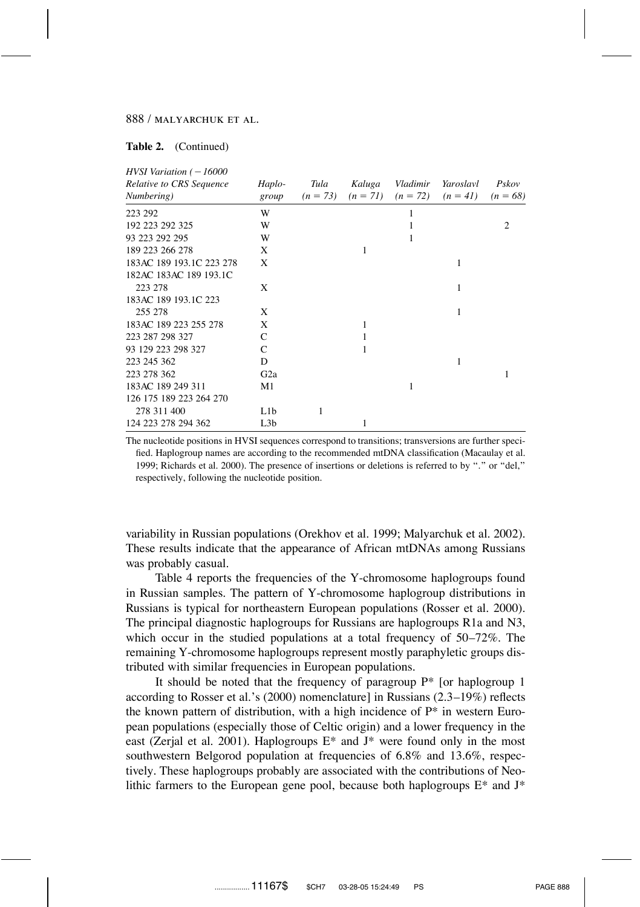**Table 2.** (Continued)

| HVSI Variation (−16000 Relative to CRS Sequence Numbering) | Haplo-group | Tula (n = 73) | Kaluga (n = 71) | Vladimir (n = 72) | Yaroslavl (n = 41) | Pskov (n = 68) |
|---|---|---|---|---|---|---|
| 223 292 | W | | | 1 | | |
| 192 223 292 325 | W | | | 1 | | 2 |
| 93 223 292 295 | W | | | 1 | | |
| 189 223 266 278 | X | | 1 | | | |
| 183AC 189 193.1C 223 278 | X | | | | 1 | |
| 182AC 183AC 189 193.1C 223 278 | X | | | | 1 | |
| 183AC 189 193.1C 223 255 278 | X | | | | 1 | |
| 183AC 189 223 255 278 | X | | 1 | | | |
| 223 287 298 327 | C | | 1 | | | |
| 93 129 223 298 327 | C | | 1 | | | |
| 223 245 362 | D | | | | 1 | |
| 223 278 362 | G2a | | | | | 1 |
| 183AC 189 249 311 | M1 | | | 1 | | |
| 126 175 189 223 264 270 278 311 400 | L1b | 1 | | | | |
| 124 223 278 294 362 | L3b | | 1 | | | |

The nucleotide positions in HVSI sequences correspond to transitions; transversions are further specified. Haplogroup names are according to the recommended mtDNA classification (Macaulay et al. 1999; Richards et al. 2000). The presence of insertions or deletions is referred to by "." or "del," respectively, following the nucleotide position.

variability in Russian populations (Orekhov et al. 1999; Malyarchuk et al. 2002). These results indicate that the appearance of African mtDNAs among Russians was probably casual.

Table 4 reports the frequencies of the Y-chromosome haplogroups found in Russian samples. The pattern of Y-chromosome haplogroup distributions in Russians is typical for northeastern European populations (Rosser et al. 2000). The principal diagnostic haplogroups for Russians are haplogroups R1a and N3, which occur in the studied populations at a total frequency of 50–72%. The remaining Y-chromosome haplogroups represent mostly paraphyletic groups distributed with similar frequencies in European populations.

It should be noted that the frequency of paragroup P* [or haplogroup 1 according to Rosser et al.'s (2000) nomenclature] in Russians (2.3–19%) reflects the known pattern of distribution, with a high incidence of P* in western European populations (especially those of Celtic origin) and a lower frequency in the east (Zerjal et al. 2001). Haplogroups E* and J* were found only in the most southwestern Belgorod population at frequencies of 6.8% and 13.6%, respectively. These haplogroups probably are associated with the contributions of Neolithic farmers to the European gene pool, because both haplogroups E* and J*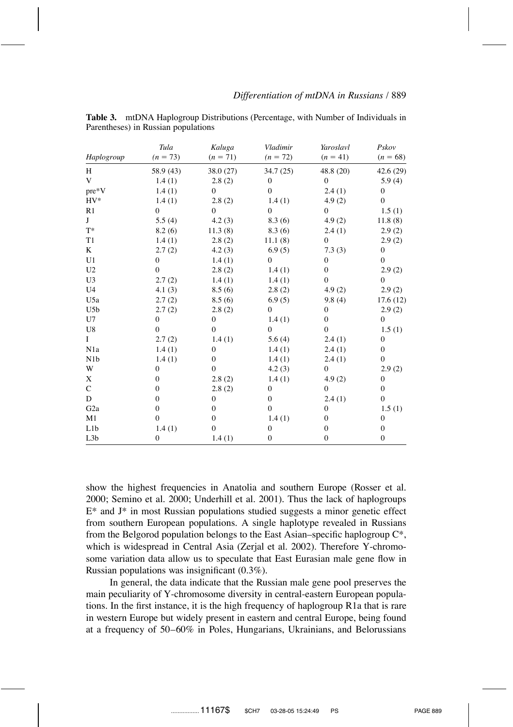**Table 3.** mtDNA Haplogroup Distributions (Percentage, with Number of Individuals in Parentheses) in Russian populations

| Haplogroup | *Tula* ($n = 73$) | *Kaluga* ($n = 71$) | *Vladimir* ($n = 72$) | *Yaroslavl* ($n = 41$) | *Pskov* ($n = 68$) |
|---|---|---|---|---|---|
| H | 58.9 (43) | 38.0 (27) | 34.7 (25) | 48.8 (20) | 42.6 (29) |
| V | 1.4 (1) | 2.8 (2) | 0 | 0 | 5.9 (4) |
| pre*V | 1.4 (1) | 0 | 0 | 2.4 (1) | 0 |
| HV* | 1.4 (1) | 2.8 (2) | 1.4 (1) | 4.9 (2) | 0 |
| R1 | 0 | 0 | 0 | 0 | 1.5 (1) |
| J | 5.5 (4) | 4.2 (3) | 8.3 (6) | 4.9 (2) | 11.8 (8) |
| T* | 8.2 (6) | 11.3 (8) | 8.3 (6) | 2.4 (1) | 2.9 (2) |
| T1 | 1.4 (1) | 2.8 (2) | 11.1 (8) | 0 | 2.9 (2) |
| K | 2.7 (2) | 4.2 (3) | 6.9 (5) | 7.3 (3) | 0 |
| U1 | 0 | 1.4 (1) | 0 | 0 | 0 |
| U2 | 0 | 2.8 (2) | 1.4 (1) | 0 | 2.9 (2) |
| U3 | 2.7 (2) | 1.4 (1) | 1.4 (1) | 0 | 0 |
| U4 | 4.1 (3) | 8.5 (6) | 2.8 (2) | 4.9 (2) | 2.9 (2) |
| U5a | 2.7 (2) | 8.5 (6) | 6.9 (5) | 9.8 (4) | 17.6 (12) |
| U5b | 2.7 (2) | 2.8 (2) | 0 | 0 | 2.9 (2) |
| U7 | 0 | 0 | 1.4 (1) | 0 | 0 |
| U8 | 0 | 0 | 0 | 0 | 1.5 (1) |
| I | 2.7 (2) | 1.4 (1) | 5.6 (4) | 2.4 (1) | 0 |
| N1a | 1.4 (1) | 0 | 1.4 (1) | 2.4 (1) | 0 |
| N1b | 1.4 (1) | 0 | 1.4 (1) | 2.4 (1) | 0 |
| W | 0 | 0 | 4.2 (3) | 0 | 2.9 (2) |
| X | 0 | 2.8 (2) | 1.4 (1) | 4.9 (2) | 0 |
| C | 0 | 2.8 (2) | 0 | 0 | 0 |
| D | 0 | 0 | 0 | 2.4 (1) | 0 |
| G2a | 0 | 0 | 0 | 0 | 1.5 (1) |
| M1 | 0 | 0 | 1.4 (1) | 0 | 0 |
| L1b | 1.4 (1) | 0 | 0 | 0 | 0 |
| L3b | 0 | 1.4 (1) | 0 | 0 | 0 |

show the highest frequencies in Anatolia and southern Europe (Rosser et al. 2000; Semino et al. 2000; Underhill et al. 2001). Thus the lack of haplogroups E* and J* in most Russian populations studied suggests a minor genetic effect from southern European populations. A single haplotype revealed in Russians from the Belgorod population belongs to the East Asian–specific haplogroup C*, which is widespread in Central Asia (Zerjal et al. 2002). Therefore Y-chromosome variation data allow us to speculate that East Eurasian male gene flow in Russian populations was insignificant (0.3%).

In general, the data indicate that the Russian male gene pool preserves the main peculiarity of Y-chromosome diversity in central-eastern European populations. In the first instance, it is the high frequency of haplogroup R1a that is rare in western Europe but widely present in eastern and central Europe, being found at a frequency of 50–60% in Poles, Hungarians, Ukrainians, and Belorussians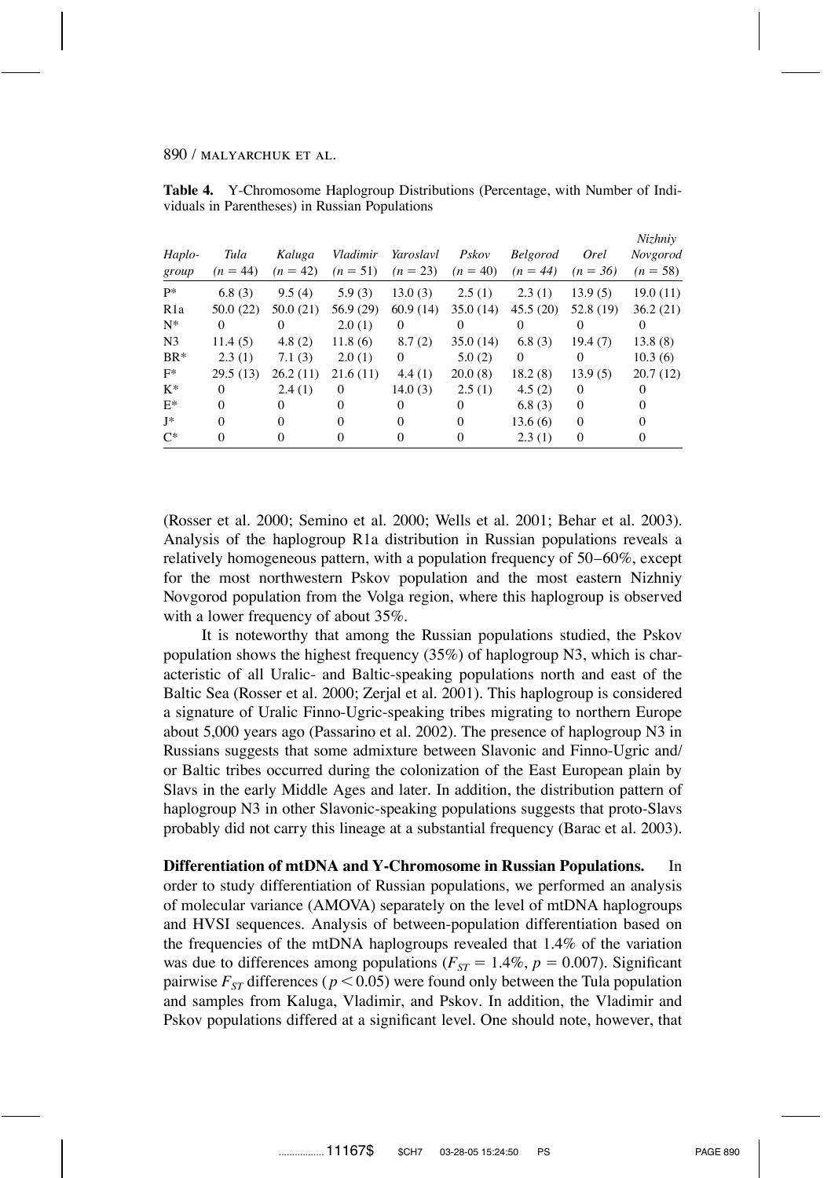**Table 4.** Y-Chromosome Haplogroup Distributions (Percentage, with Number of Individuals in Parentheses) in Russian Populations

| Haplo-group | Tula ($n = 44$) | Kaluga ($n = 42$) | Vladimir ($n = 51$) | Yaroslavl ($n = 23$) | Pskov ($n = 40$) | Belgorod ($n = 44$) | Orel ($n = 36$) | Nizhniy Novgorod ($n = 58$) |
|---|---|---|---|---|---|---|---|---|
| P* | 6.8 (3) | 9.5 (4) | 5.9 (3) | 13.0 (3) | 2.5 (1) | 2.3 (1) | 13.9 (5) | 19.0 (11) |
| R1a | 50.0 (22) | 50.0 (21) | 56.9 (29) | 60.9 (14) | 35.0 (14) | 45.5 (20) | 52.8 (19) | 36.2 (21) |
| N* | 0 | 0 | 2.0 (1) | 0 | 0 | 0 | 0 | 0 |
| N3 | 11.4 (5) | 4.8 (2) | 11.8 (6) | 8.7 (2) | 35.0 (14) | 6.8 (3) | 19.4 (7) | 13.8 (8) |
| BR* | 2.3 (1) | 7.1 (3) | 2.0 (1) | 0 | 5.0 (2) | 0 | 0 | 10.3 (6) |
| F* | 29.5 (13) | 26.2 (11) | 21.6 (11) | 4.4 (1) | 20.0 (8) | 18.2 (8) | 13.9 (5) | 20.7 (12) |
| K* | 0 | 2.4 (1) | 0 | 14.0 (3) | 2.5 (1) | 4.5 (2) | 0 | 0 |
| E* | 0 | 0 | 0 | 0 | 0 | 6.8 (3) | 0 | 0 |
| J* | 0 | 0 | 0 | 0 | 0 | 13.6 (6) | 0 | 0 |
| C* | 0 | 0 | 0 | 0 | 0 | 2.3 (1) | 0 | 0 |

(Rosser et al. 2000; Semino et al. 2000; Wells et al. 2001; Behar et al. 2003). Analysis of the haplogroup R1a distribution in Russian populations reveals a relatively homogeneous pattern, with a population frequency of 50–60%, except for the most northwestern Pskov population and the most eastern Nizhniy Novgorod population from the Volga region, where this haplogroup is observed with a lower frequency of about 35%.

It is noteworthy that among the Russian populations studied, the Pskov population shows the highest frequency (35%) of haplogroup N3, which is characteristic of all Uralic- and Baltic-speaking populations north and east of the Baltic Sea (Rosser et al. 2000; Zerjal et al. 2001). This haplogroup is considered a signature of Uralic Finno-Ugric-speaking tribes migrating to northern Europe about 5,000 years ago (Passarino et al. 2002). The presence of haplogroup N3 in Russians suggests that some admixture between Slavonic and Finno-Ugric and/or Baltic tribes occurred during the colonization of the East European plain by Slavs in the early Middle Ages and later. In addition, the distribution pattern of haplogroup N3 in other Slavonic-speaking populations suggests that proto-Slavs probably did not carry this lineage at a substantial frequency (Barac et al. 2003).

**Differentiation of mtDNA and Y-Chromosome in Russian Populations.** In order to study differentiation of Russian populations, we performed an analysis of molecular variance (AMOVA) separately on the level of mtDNA haplogroups and HVSI sequences. Analysis of between-population differentiation based on the frequencies of the mtDNA haplogroups revealed that 1.4% of the variation was due to differences among populations ($F_{ST} = 1.4\%$, $p = 0.007$). Significant pairwise $F_{ST}$ differences ($p < 0.05$) were found only between the Tula population and samples from Kaluga, Vladimir, and Pskov. In addition, the Vladimir and Pskov populations differed at a significant level. One should note, however, that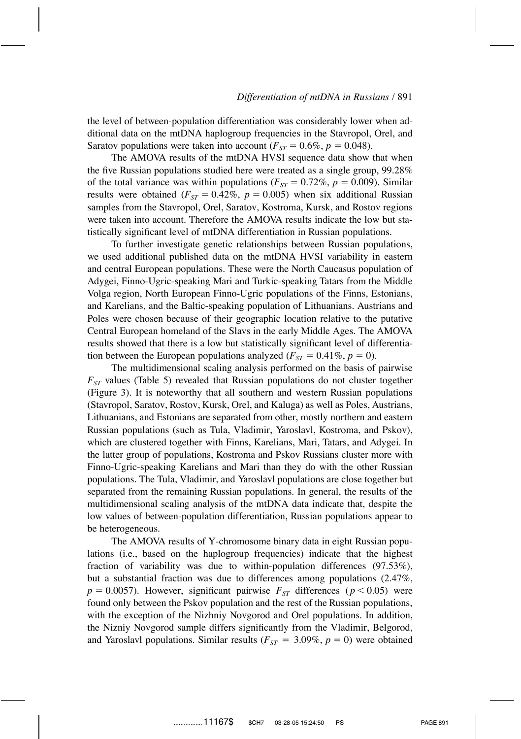the level of between-population differentiation was considerably lower when additional data on the mtDNA haplogroup frequencies in the Stavropol, Orel, and Saratov populations were taken into account ($F_{ST} = 0.6\%$, $p = 0.048$).

The AMOVA results of the mtDNA HVSI sequence data show that when the five Russian populations studied here were treated as a single group, 99.28% of the total variance was within populations ($F_{ST} = 0.72\%$, $p = 0.009$). Similar results were obtained ($F_{ST} = 0.42\%$, $p = 0.005$) when six additional Russian samples from the Stavropol, Orel, Saratov, Kostroma, Kursk, and Rostov regions were taken into account. Therefore the AMOVA results indicate the low but statistically significant level of mtDNA differentiation in Russian populations.

To further investigate genetic relationships between Russian populations, we used additional published data on the mtDNA HVSI variability in eastern and central European populations. These were the North Caucasus population of Adygei, Finno-Ugric-speaking Mari and Turkic-speaking Tatars from the Middle Volga region, North European Finno-Ugric populations of the Finns, Estonians, and Karelians, and the Baltic-speaking population of Lithuanians. Austrians and Poles were chosen because of their geographic location relative to the putative Central European homeland of the Slavs in the early Middle Ages. The AMOVA results showed that there is a low but statistically significant level of differentiation between the European populations analyzed ($F_{ST} = 0.41\%$, $p = 0$).

The multidimensional scaling analysis performed on the basis of pairwise $F_{ST}$ values (Table 5) revealed that Russian populations do not cluster together (Figure 3). It is noteworthy that all southern and western Russian populations (Stavropol, Saratov, Rostov, Kursk, Orel, and Kaluga) as well as Poles, Austrians, Lithuanians, and Estonians are separated from other, mostly northern and eastern Russian populations (such as Tula, Vladimir, Yaroslavl, Kostroma, and Pskov), which are clustered together with Finns, Karelians, Mari, Tatars, and Adygei. In the latter group of populations, Kostroma and Pskov Russians cluster more with Finno-Ugric-speaking Karelians and Mari than they do with the other Russian populations. The Tula, Vladimir, and Yaroslavl populations are close together but separated from the remaining Russian populations. In general, the results of the multidimensional scaling analysis of the mtDNA data indicate that, despite the low values of between-population differentiation, Russian populations appear to be heterogeneous.

The AMOVA results of Y-chromosome binary data in eight Russian populations (i.e., based on the haplogroup frequencies) indicate that the highest fraction of variability was due to within-population differences (97.53%), but a substantial fraction was due to differences among populations (2.47%, $p = 0.0057$). However, significant pairwise $F_{ST}$ differences ($p < 0.05$) were found only between the Pskov population and the rest of the Russian populations, with the exception of the Nizhniy Novgorod and Orel populations. In addition, the Nizniy Novgorod sample differs significantly from the Vladimir, Belgorod, and Yaroslavl populations. Similar results ($F_{ST} = 3.09\%$, $p = 0$) were obtained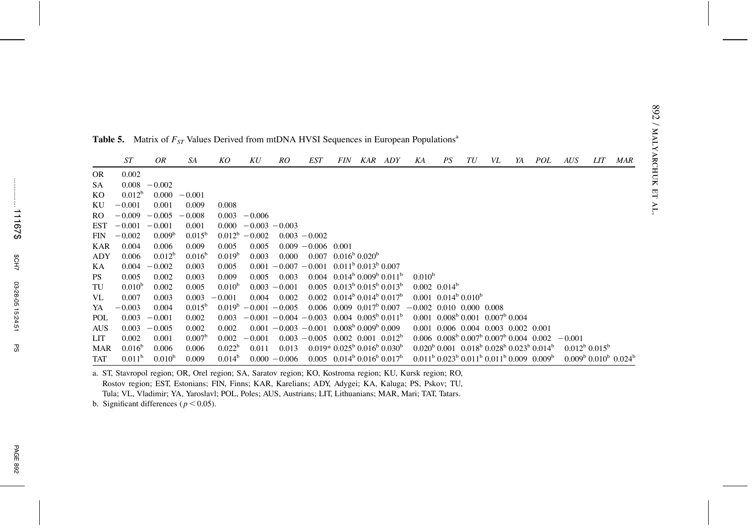**Table 5.** Matrix of $F_{ST}$ Values Derived from mtDNA HVSI Sequences in European Populations[a]

| | *ST* | *OR* | *SA* | *KO* | *KU* | *RO* | *EST* | *FIN* | *KAR* | *ADY* | *KA* | *PS* | *TU* | *VL* | *YA* | *POL* | *AUS* | *LIT* | *MAR* |
|---|---|---|---|---|---|---|---|---|---|---|---|---|---|---|---|---|---|---|---|
| OR | 0.002 | | | | | | | | | | | | | | | | | | |
| SA | 0.008 | -0.002 | | | | | | | | | | | | | | | | | |
| KO | 0.012[b] | 0.000 | -0.001 | | | | | | | | | | | | | | | | |
| KU | -0.001 | 0.001 | 0.009 | 0.008 | | | | | | | | | | | | | | | |
| RO | -0.009 | -0.005 | -0.008 | 0.003 | -0.006 | | | | | | | | | | | | | | |
| EST | -0.001 | -0.001 | 0.001 | 0.000 | -0.003 | -0.003 | | | | | | | | | | | | | |
| FIN | -0.002 | 0.009[b] | 0.015[b] | 0.012[b] | -0.002 | 0.003 | -0.002 | | | | | | | | | | | | |
| KAR | 0.004 | 0.006 | 0.009 | 0.005 | 0.005 | 0.009 | -0.006 | 0.001 | | | | | | | | | | | |
| ADY | 0.006 | 0.012[b] | 0.016[b] | 0.019[b] | 0.003 | 0.000 | 0.007 | 0.016[b] | 0.020[b] | | | | | | | | | | |
| KA | 0.004 | -0.002 | 0.003 | 0.005 | 0.001 | -0.007 | -0.001 | 0.011[b] | 0.013[b] | 0.007 | | | | | | | | | |
| PS | 0.005 | 0.002 | 0.003 | 0.009 | 0.005 | 0.003 | 0.004 | 0.014[b] | 0.009[b] | 0.011[b] | 0.010[b] | | | | | | | | |
| TU | 0.010[b] | 0.002 | 0.005 | 0.010[b] | 0.003 | -0.001 | 0.005 | 0.013[b] | 0.015[b] | 0.013[b] | 0.002 | 0.014[b] | | | | | | | |
| VL | 0.007 | 0.003 | 0.003 | -0.001 | 0.004 | 0.002 | 0.002 | 0.014[b] | 0.014[b] | 0.017[b] | 0.001 | 0.014[b] | 0.010[b] | | | | | | |
| YA | -0.003 | 0.004 | 0.015[b] | 0.019[b] | -0.001 | -0.005 | 0.006 | 0.009 | 0.017[b] | 0.007 | -0.002 | 0.010 | 0.000 | 0.008 | | | | | |
| POL | 0.003 | -0.001 | 0.002 | 0.003 | -0.001 | -0.004 | -0.003 | 0.004 | 0.005[b] | 0.011[b] | 0.001 | 0.008[b] | 0.001 | 0.007[b] | 0.004 | | | | |
| AUS | 0.003 | -0.005 | 0.002 | 0.002 | 0.001 | -0.003 | -0.001 | 0.008[b] | 0.009[b] | 0.009 | 0.001 | 0.006 | 0.004 | 0.003 | 0.002 | 0.001 | | | |
| LIT | 0.002 | 0.001 | 0.007[b] | 0.002 | -0.001 | 0.003 | -0.005 | 0.002 | 0.001 | 0.012[b] | 0.006 | 0.008[b] | 0.007[b] | 0.007[b] | 0.004 | 0.002 | -0.001 | | |
| MAR | 0.016[b] | 0.006 | 0.006 | 0.022[b] | 0.011 | 0.013 | 0.019* | 0.025[b] | 0.016[b] | 0.030[b] | 0.020[b] | 0.001 | 0.018[b] | 0.028[b] | 0.023[b] | 0.014[b] | 0.012[b] | 0.015[b] | |
| TAT | 0.011[b] | 0.010[b] | 0.009 | 0.014[b] | 0.000 | -0.006 | 0.005 | 0.014[b] | 0.016[b] | 0.017[b] | 0.011[b] | 0.023[b] | 0.011[b] | 0.011[b] | 0.009 | 0.009[b] | 0.009[b] | 0.010[b] | 0.024[b] |

a. ST, Stavropol region; OR, Orel region; SA, Saratov region; KO, Kostroma region; KU, Kursk region; RO, Rostov region; EST, Estonians; FIN, Finns; KAR, Karelians; ADY, Adygei; KA, Kaluga; PS, Pskov; TU, Tula; VL, Vladimir; YA, Yaroslavl; POL, Poles; AUS, Austrians; LIT, Lithuanians; MAR, Mari; TAT, Tatars.

b. Significant differences ($p < 0.05$).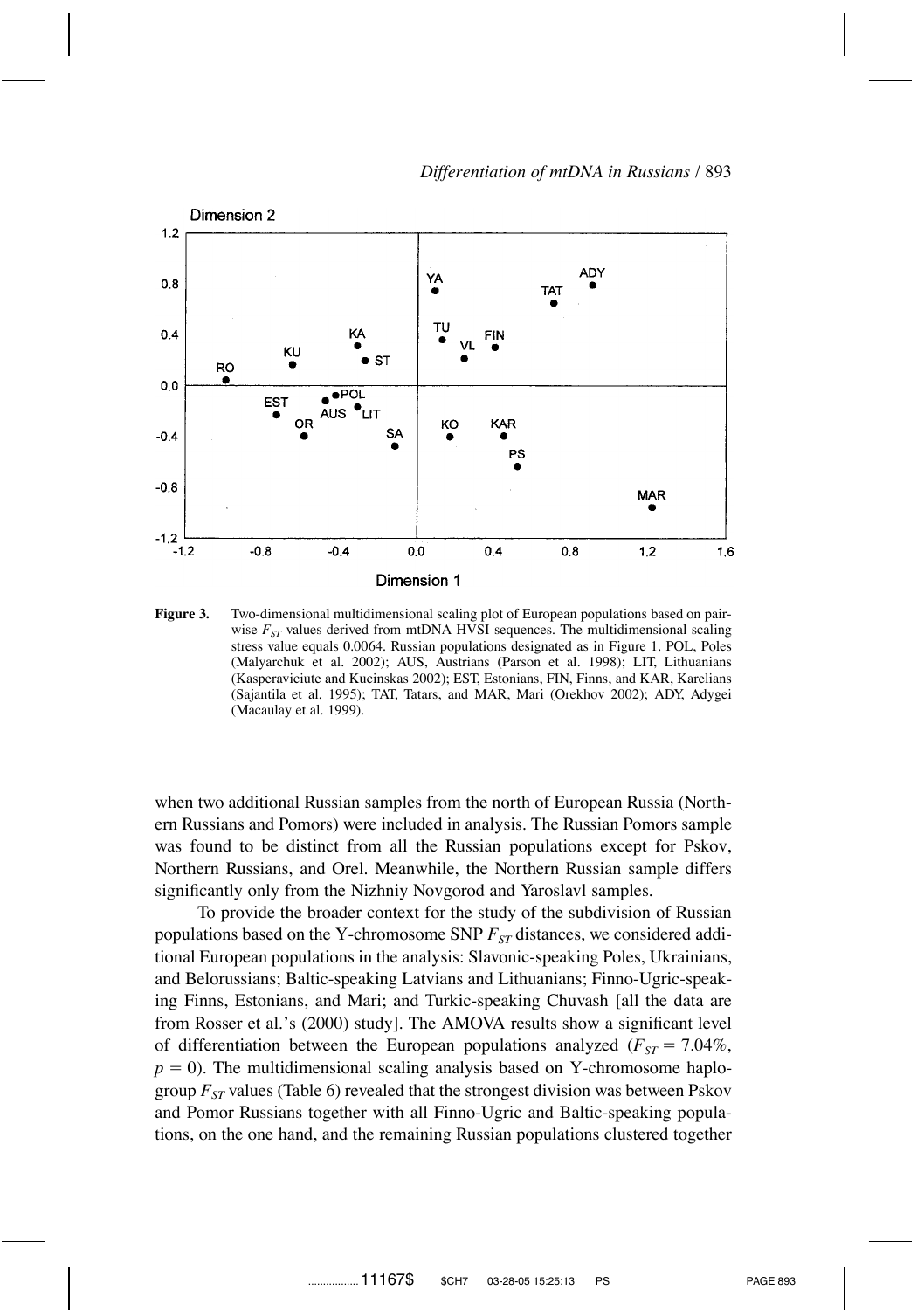**Figure 3.** Two-dimensional multidimensional scaling plot of European populations based on pairwise $F_{ST}$ values derived from mtDNA HVSI sequences. The multidimensional scaling stress value equals 0.0064. Russian populations designated as in Figure 1. POL, Poles (Malyarchuk et al. 2002); AUS, Austrians (Parson et al. 1998); LIT, Lithuanians (Kasperaviciute and Kucinskas 2002); EST, Estonians, FIN, Finns, and KAR, Karelians (Sajantila et al. 1995); TAT, Tatars, and MAR, Mari (Orekhov 2002); ADY, Adygei (Macaulay et al. 1999).

when two additional Russian samples from the north of European Russia (Northern Russians and Pomors) were included in analysis. The Russian Pomors sample was found to be distinct from all the Russian populations except for Pskov, Northern Russians, and Orel. Meanwhile, the Northern Russian sample differs significantly only from the Nizhniy Novgorod and Yaroslavl samples.

To provide the broader context for the study of the subdivision of Russian populations based on the Y-chromosome SNP $F_{ST}$ distances, we considered additional European populations in the analysis: Slavonic-speaking Poles, Ukrainians, and Belorussians; Baltic-speaking Latvians and Lithuanians; Finno-Ugric-speaking Finns, Estonians, and Mari; and Turkic-speaking Chuvash [all the data are from Rosser et al.'s (2000) study]. The AMOVA results show a significant level of differentiation between the European populations analyzed ($F_{ST} = 7.04\%$, $p = 0$). The multidimensional scaling analysis based on Y-chromosome haplogroup $F_{ST}$ values (Table 6) revealed that the strongest division was between Pskov and Pomor Russians together with all Finno-Ugric and Baltic-speaking populations, on the one hand, and the remaining Russian populations clustered together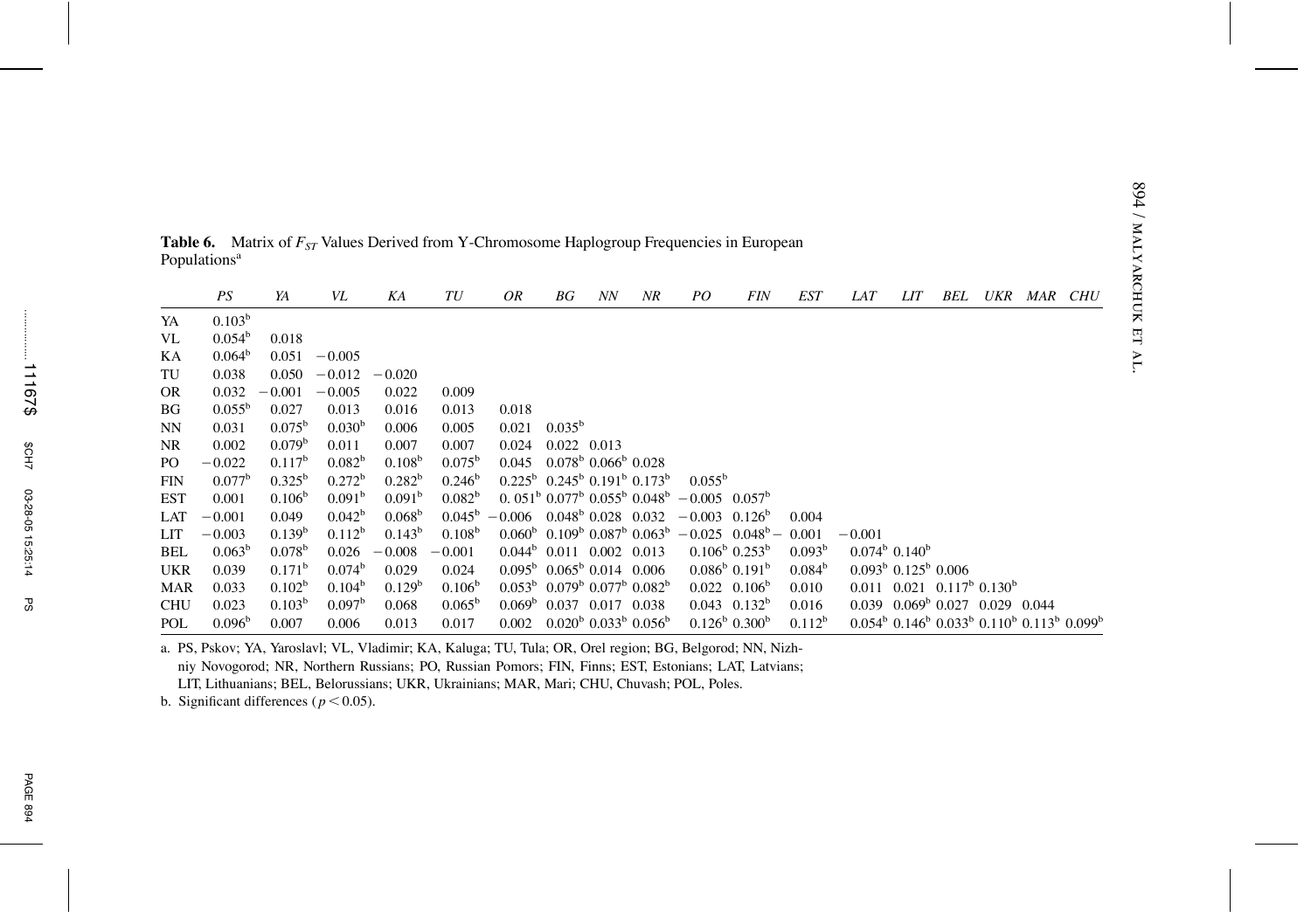**Table 6.** Matrix of $F_{ST}$ Values Derived from Y-Chromosome Haplogroup Frequencies in European Populations[a]

| | *PS* | *YA* | *VL* | *KA* | *TU* | *OR* | *BG* | *NN* | *NR* | *PO* | *FIN* | *EST* | *LAT* | *LIT* | *BEL* | *UKR* | *MAR* | *CHU* |
|---|---|---|---|---|---|---|---|---|---|---|---|---|---|---|---|---|---|---|
| YA | 0.103[b] | | | | | | | | | | | | | | | | | |
| VL | 0.054[b] | 0.018 | | | | | | | | | | | | | | | | |
| KA | 0.064[b] | 0.051 | −0.005 | | | | | | | | | | | | | | | |
| TU | 0.038 | 0.050 | −0.012 | −0.020 | | | | | | | | | | | | | | |
| OR | 0.032 | −0.001 | −0.005 | 0.022 | 0.009 | | | | | | | | | | | | | |
| BG | 0.055[b] | 0.027 | 0.013 | 0.016 | 0.013 | 0.018 | | | | | | | | | | | | |
| NN | 0.031 | 0.075[b] | 0.030[b] | 0.006 | 0.005 | 0.021 | 0.035[b] | | | | | | | | | | | |
| NR | 0.002 | 0.079[b] | 0.011 | 0.007 | 0.007 | 0.024 | 0.022 | 0.013 | | | | | | | | | | |
| PO | −0.022 | 0.117[b] | 0.082[b] | 0.108[b] | 0.075[b] | 0.045 | 0.078[b] | 0.066[b] | 0.028 | | | | | | | | | |
| FIN | 0.077[b] | 0.325[b] | 0.272[b] | 0.282[b] | 0.246[b] | 0.225[b] | 0.245[b] | 0.191[b] | 0.173[b] | 0.055[b] | | | | | | | | |
| EST | 0.001 | 0.106[b] | 0.091[b] | 0.091[b] | 0.082[b] | 0.051[b] | 0.077[b] | 0.055[b] | 0.048[b] | −0.005 | 0.057[b] | | | | | | | |
| LAT | −0.001 | 0.049 | 0.042[b] | 0.068[b] | 0.045[b] | −0.006 | 0.048[b] | 0.028 | 0.032 | −0.003 | 0.126[b] | 0.004 | | | | | | |
| LIT | −0.003 | 0.139[b] | 0.112[b] | 0.143[b] | 0.108[b] | 0.060[b] | 0.109[b] | 0.087[b] | 0.063[b] | −0.025 | 0.048[b] | −0.001 | −0.001 | | | | | |
| BEL | 0.063[b] | 0.078[b] | 0.026 | −0.008 | −0.001 | 0.044[b] | 0.011 | 0.002 | 0.013 | 0.106[b] | 0.253[b] | 0.093[b] | 0.074[b] | 0.140[b] | | | | |
| UKR | 0.039 | 0.171[b] | 0.074[b] | 0.029 | 0.024 | 0.095[b] | 0.065[b] | 0.014 | 0.006 | 0.086[b] | 0.191[b] | 0.084[b] | 0.093[b] | 0.125[b] | 0.006 | | | |
| MAR | 0.033 | 0.102[b] | 0.104[b] | 0.129[b] | 0.106[b] | 0.053[b] | 0.079[b] | 0.077[b] | 0.082[b] | 0.022 | 0.106[b] | 0.010 | 0.011 | 0.021 | 0.117[b] | 0.130[b] | | |
| CHU | 0.023 | 0.103[b] | 0.097[b] | 0.068 | 0.065[b] | 0.069[b] | 0.037 | 0.017 | 0.038 | 0.043 | 0.132[b] | 0.016 | 0.039 | 0.069[b] | 0.027 | 0.029 | 0.044 | |
| POL | 0.096[b] | 0.007 | 0.006 | 0.013 | 0.017 | 0.002 | 0.020[b] | 0.033[b] | 0.056[b] | 0.126[b] | 0.300[b] | 0.112[b] | 0.054[b] | 0.146[b] | 0.033[b] | 0.110[b] | 0.113[b] | 0.099[b] |

a. PS, Pskov; YA, Yaroslavl; VL, Vladimir; KA, Kaluga; TU, Tula; OR, Orel region; BG, Belgorod; NN, Nizhniy Novogorod; NR, Northern Russians; PO, Russian Pomors; FIN, Finns; EST, Estonians; LAT, Latvians; LIT, Lithuanians; BEL, Belorussians; UKR, Ukrainians; MAR, Mari; CHU, Chuvash; POL, Poles.

b. Significant differences ($p < 0.05$).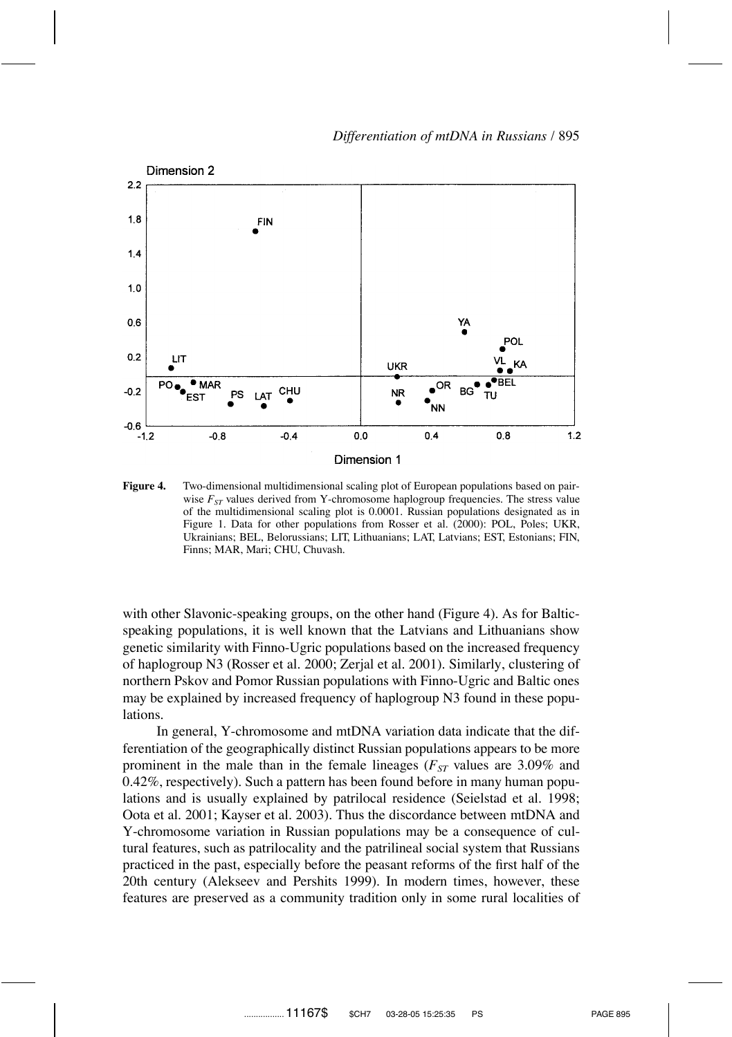**Figure 4.** Two-dimensional multidimensional scaling plot of European populations based on pairwise $F_{ST}$ values derived from Y-chromosome haplogroup frequencies. The stress value of the multidimensional scaling plot is 0.0001. Russian populations designated as in Figure 1. Data for other populations from Rosser et al. (2000): POL, Poles; UKR, Ukrainians; BEL, Belorussians; LIT, Lithuanians; LAT, Latvians; EST, Estonians; FIN, Finns; MAR, Mari; CHU, Chuvash.

with other Slavonic-speaking groups, on the other hand (Figure 4). As for Baltic-speaking populations, it is well known that the Latvians and Lithuanians show genetic similarity with Finno-Ugric populations based on the increased frequency of haplogroup N3 (Rosser et al. 2000; Zerjal et al. 2001). Similarly, clustering of northern Pskov and Pomor Russian populations with Finno-Ugric and Baltic ones may be explained by increased frequency of haplogroup N3 found in these populations.

In general, Y-chromosome and mtDNA variation data indicate that the differentiation of the geographically distinct Russian populations appears to be more prominent in the male than in the female lineages ($F_{ST}$ values are 3.09% and 0.42%, respectively). Such a pattern has been found before in many human populations and is usually explained by patrilocal residence (Seielstad et al. 1998; Oota et al. 2001; Kayser et al. 2003). Thus the discordance between mtDNA and Y-chromosome variation in Russian populations may be a consequence of cultural features, such as patrilocality and the patrilineal social system that Russians practiced in the past, especially before the peasant reforms of the first half of the 20th century (Alekseev and Pershits 1999). In modern times, however, these features are preserved as a community tradition only in some rural localities of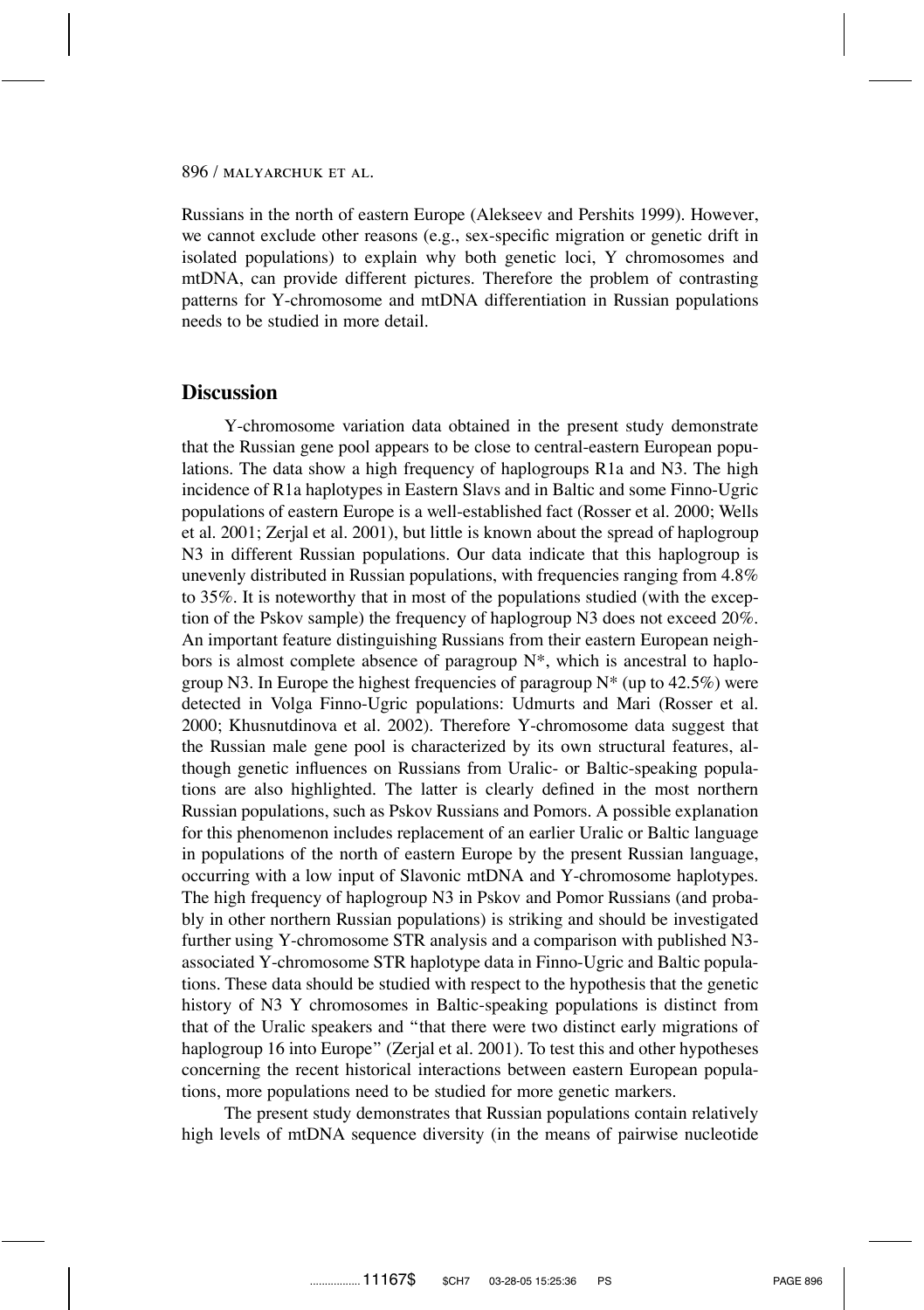Russians in the north of eastern Europe (Alekseev and Pershits 1999). However, we cannot exclude other reasons (e.g., sex-specific migration or genetic drift in isolated populations) to explain why both genetic loci, Y chromosomes and mtDNA, can provide different pictures. Therefore the problem of contrasting patterns for Y-chromosome and mtDNA differentiation in Russian populations needs to be studied in more detail.

## Discussion

Y-chromosome variation data obtained in the present study demonstrate that the Russian gene pool appears to be close to central-eastern European populations. The data show a high frequency of haplogroups R1a and N3. The high incidence of R1a haplotypes in Eastern Slavs and in Baltic and some Finno-Ugric populations of eastern Europe is a well-established fact (Rosser et al. 2000; Wells et al. 2001; Zerjal et al. 2001), but little is known about the spread of haplogroup N3 in different Russian populations. Our data indicate that this haplogroup is unevenly distributed in Russian populations, with frequencies ranging from 4.8% to 35%. It is noteworthy that in most of the populations studied (with the exception of the Pskov sample) the frequency of haplogroup N3 does not exceed 20%. An important feature distinguishing Russians from their eastern European neighbors is almost complete absence of paragroup N*, which is ancestral to haplogroup N3. In Europe the highest frequencies of paragroup N* (up to 42.5%) were detected in Volga Finno-Ugric populations: Udmurts and Mari (Rosser et al. 2000; Khusnutdinova et al. 2002). Therefore Y-chromosome data suggest that the Russian male gene pool is characterized by its own structural features, although genetic influences on Russians from Uralic- or Baltic-speaking populations are also highlighted. The latter is clearly defined in the most northern Russian populations, such as Pskov Russians and Pomors. A possible explanation for this phenomenon includes replacement of an earlier Uralic or Baltic language in populations of the north of eastern Europe by the present Russian language, occurring with a low input of Slavonic mtDNA and Y-chromosome haplotypes. The high frequency of haplogroup N3 in Pskov and Pomor Russians (and probably in other northern Russian populations) is striking and should be investigated further using Y-chromosome STR analysis and a comparison with published N3-associated Y-chromosome STR haplotype data in Finno-Ugric and Baltic populations. These data should be studied with respect to the hypothesis that the genetic history of N3 Y chromosomes in Baltic-speaking populations is distinct from that of the Uralic speakers and "that there were two distinct early migrations of haplogroup 16 into Europe" (Zerjal et al. 2001). To test this and other hypotheses concerning the recent historical interactions between eastern European populations, more populations need to be studied for more genetic markers.

The present study demonstrates that Russian populations contain relatively high levels of mtDNA sequence diversity (in the means of pairwise nucleotide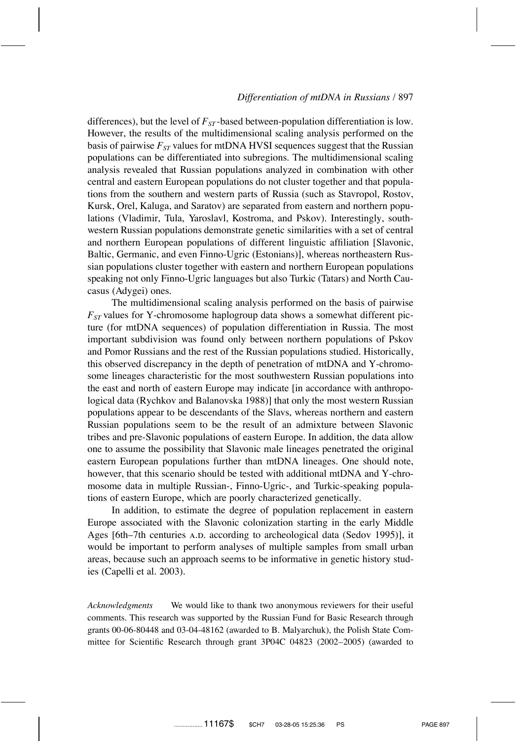differences), but the level of $F_{ST}$-based between-population differentiation is low. However, the results of the multidimensional scaling analysis performed on the basis of pairwise $F_{ST}$ values for mtDNA HVSI sequences suggest that the Russian populations can be differentiated into subregions. The multidimensional scaling analysis revealed that Russian populations analyzed in combination with other central and eastern European populations do not cluster together and that populations from the southern and western parts of Russia (such as Stavropol, Rostov, Kursk, Orel, Kaluga, and Saratov) are separated from eastern and northern populations (Vladimir, Tula, Yaroslavl, Kostroma, and Pskov). Interestingly, southwestern Russian populations demonstrate genetic similarities with a set of central and northern European populations of different linguistic affiliation [Slavonic, Baltic, Germanic, and even Finno-Ugric (Estonians)], whereas northeastern Russian populations cluster together with eastern and northern European populations speaking not only Finno-Ugric languages but also Turkic (Tatars) and North Caucasus (Adygei) ones.

The multidimensional scaling analysis performed on the basis of pairwise $F_{ST}$ values for Y-chromosome haplogroup data shows a somewhat different picture (for mtDNA sequences) of population differentiation in Russia. The most important subdivision was found only between northern populations of Pskov and Pomor Russians and the rest of the Russian populations studied. Historically, this observed discrepancy in the depth of penetration of mtDNA and Y-chromosome lineages characteristic for the most southwestern Russian populations into the east and north of eastern Europe may indicate [in accordance with anthropological data (Rychkov and Balanovska 1988)] that only the most western Russian populations appear to be descendants of the Slavs, whereas northern and eastern Russian populations seem to be the result of an admixture between Slavonic tribes and pre-Slavonic populations of eastern Europe. In addition, the data allow one to assume the possibility that Slavonic male lineages penetrated the original eastern European populations further than mtDNA lineages. One should note, however, that this scenario should be tested with additional mtDNA and Y-chromosome data in multiple Russian-, Finno-Ugric-, and Turkic-speaking populations of eastern Europe, which are poorly characterized genetically.

In addition, to estimate the degree of population replacement in eastern Europe associated with the Slavonic colonization starting in the early Middle Ages [6th–7th centuries A.D. according to archeological data (Sedov 1995)], it would be important to perform analyses of multiple samples from small urban areas, because such an approach seems to be informative in genetic history studies (Capelli et al. 2003).

*Acknowledgments* We would like to thank two anonymous reviewers for their useful comments. This research was supported by the Russian Fund for Basic Research through grants 00-06-80448 and 03-04-48162 (awarded to B. Malyarchuk), the Polish State Committee for Scientific Research through grant 3P04C 04823 (2002–2005) (awarded to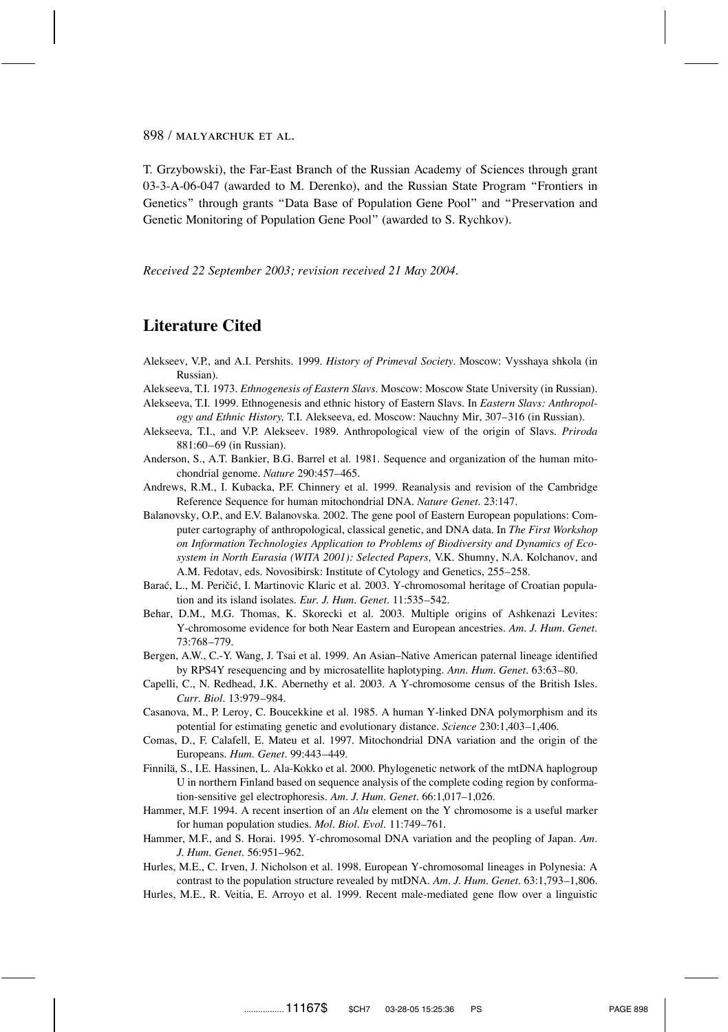T. Grzybowski), the Far-East Branch of the Russian Academy of Sciences through grant 03-3-A-06-047 (awarded to M. Derenko), and the Russian State Program "Frontiers in Genetics" through grants "Data Base of Population Gene Pool" and "Preservation and Genetic Monitoring of Population Gene Pool" (awarded to S. Rychkov).

*Received 22 September 2003; revision received 21 May 2004.*

## Literature Cited

Alekseev, V.P., and A.I. Pershits. 1999. *History of Primeval Society*. Moscow: Vysshaya shkola (in Russian).

Alekseeva, T.I. 1973. *Ethnogenesis of Eastern Slavs*. Moscow: Moscow State University (in Russian).

Alekseeva, T.I. 1999. Ethnogenesis and ethnic history of Eastern Slavs. In *Eastern Slavs: Anthropology and Ethnic History,* T.I. Alekseeva, ed. Moscow: Nauchny Mir, 307–316 (in Russian).

Alekseeva, T.I., and V.P. Alekseev. 1989. Anthropological view of the origin of Slavs. *Priroda* 881:60–69 (in Russian).

Anderson, S., A.T. Bankier, B.G. Barrel et al. 1981. Sequence and organization of the human mitochondrial genome. *Nature* 290:457–465.

Andrews, R.M., I. Kubacka, P.F. Chinnery et al. 1999. Reanalysis and revision of the Cambridge Reference Sequence for human mitochondrial DNA. *Nature Genet*. 23:147.

Balanovsky, O.P., and E.V. Balanovska. 2002. The gene pool of Eastern European populations: Computer cartography of anthropological, classical genetic, and DNA data. In *The First Workshop on Information Technologies Application to Problems of Biodiversity and Dynamics of Ecosystem in North Eurasia (WITA 2001): Selected Papers,* V.K. Shumny, N.A. Kolchanov, and A.M. Fedotav, eds. Novosibirsk: Institute of Cytology and Genetics, 255–258.

Barać, L., M. Peričić, I. Martinovic Klaric et al. 2003. Y-chromosomal heritage of Croatian population and its island isolates. *Eur. J. Hum. Genet*. 11:535–542.

Behar, D.M., M.G. Thomas, K. Skorecki et al. 2003. Multiple origins of Ashkenazi Levites: Y-chromosome evidence for both Near Eastern and European ancestries. *Am. J. Hum. Genet*. 73:768–779.

Bergen, A.W., C.-Y. Wang, J. Tsai et al. 1999. An Asian–Native American paternal lineage identified by RPS4Y resequencing and by microsatellite haplotyping. *Ann. Hum. Genet*. 63:63–80.

Capelli, C., N. Redhead, J.K. Abernethy et al. 2003. A Y-chromosome census of the British Isles. *Curr. Biol*. 13:979–984.

Casanova, M., P. Leroy, C. Boucekkine et al. 1985. A human Y-linked DNA polymorphism and its potential for estimating genetic and evolutionary distance. *Science* 230:1,403–1,406.

Comas, D., F. Calafell, E. Mateu et al. 1997. Mitochondrial DNA variation and the origin of the Europeans. *Hum. Genet*. 99:443–449.

Finnilä, S., I.E. Hassinen, L. Ala-Kokko et al. 2000. Phylogenetic network of the mtDNA haplogroup U in northern Finland based on sequence analysis of the complete coding region by conformation-sensitive gel electrophoresis. *Am. J. Hum. Genet*. 66:1,017–1,026.

Hammer, M.F. 1994. A recent insertion of an *Alu* element on the Y chromosome is a useful marker for human population studies. *Mol. Biol. Evol*. 11:749–761.

Hammer, M.F., and S. Horai. 1995. Y-chromosomal DNA variation and the peopling of Japan. *Am. J. Hum. Genet*. 56:951–962.

Hurles, M.E., C. Irven, J. Nicholson et al. 1998. European Y-chromosomal lineages in Polynesia: A contrast to the population structure revealed by mtDNA. *Am. J. Hum. Genet*. 63:1,793–1,806.

Hurles, M.E., R. Veitia, E. Arroyo et al. 1999. Recent male-mediated gene flow over a linguistic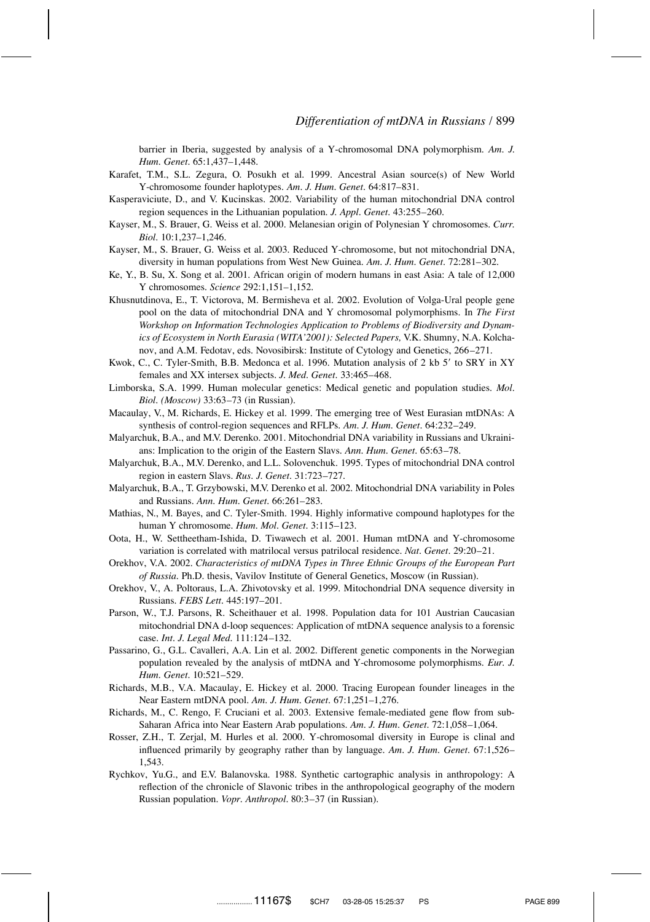barrier in Iberia, suggested by analysis of a Y-chromosomal DNA polymorphism. *Am. J. Hum. Genet.* 65:1,437–1,448.

Karafet, T.M., S.L. Zegura, O. Posukh et al. 1999. Ancestral Asian source(s) of New World Y-chromosome founder haplotypes. *Am. J. Hum. Genet.* 64:817–831.

Kasperaviciute, D., and V. Kucinskas. 2002. Variability of the human mitochondrial DNA control region sequences in the Lithuanian population. *J. Appl. Genet.* 43:255–260.

Kayser, M., S. Brauer, G. Weiss et al. 2000. Melanesian origin of Polynesian Y chromosomes. *Curr. Biol.* 10:1,237–1,246.

Kayser, M., S. Brauer, G. Weiss et al. 2003. Reduced Y-chromosome, but not mitochondrial DNA, diversity in human populations from West New Guinea. *Am. J. Hum. Genet.* 72:281–302.

Ke, Y., B. Su, X. Song et al. 2001. African origin of modern humans in east Asia: A tale of 12,000 Y chromosomes. *Science* 292:1,151–1,152.

Khusnutdinova, E., T. Victorova, M. Bermisheva et al. 2002. Evolution of Volga-Ural people gene pool on the data of mitochondrial DNA and Y chromosomal polymorphisms. In *The First Workshop on Information Technologies Application to Problems of Biodiversity and Dynamics of Ecosystem in North Eurasia (WITA'2001): Selected Papers,* V.K. Shumny, N.A. Kolchanov, and A.M. Fedotav, eds. Novosibirsk: Institute of Cytology and Genetics, 266–271.

Kwok, C., C. Tyler-Smith, B.B. Medonca et al. 1996. Mutation analysis of 2 kb 5′ to SRY in XY females and XX intersex subjects. *J. Med. Genet.* 33:465–468.

Limborska, S.A. 1999. Human molecular genetics: Medical genetic and population studies. *Mol. Biol. (Moscow)* 33:63–73 (in Russian).

Macaulay, V., M. Richards, E. Hickey et al. 1999. The emerging tree of West Eurasian mtDNAs: A synthesis of control-region sequences and RFLPs. *Am. J. Hum. Genet.* 64:232–249.

Malyarchuk, B.A., and M.V. Derenko. 2001. Mitochondrial DNA variability in Russians and Ukrainians: Implication to the origin of the Eastern Slavs. *Ann. Hum. Genet.* 65:63–78.

Malyarchuk, B.A., M.V. Derenko, and L.L. Solovenchuk. 1995. Types of mitochondrial DNA control region in eastern Slavs. *Rus. J. Genet.* 31:723–727.

Malyarchuk, B.A., T. Grzybowski, M.V. Derenko et al. 2002. Mitochondrial DNA variability in Poles and Russians. *Ann. Hum. Genet.* 66:261–283.

Mathias, N., M. Bayes, and C. Tyler-Smith. 1994. Highly informative compound haplotypes for the human Y chromosome. *Hum. Mol. Genet.* 3:115–123.

Oota, H., W. Settheetham-Ishida, D. Tiwawech et al. 2001. Human mtDNA and Y-chromosome variation is correlated with matrilocal versus patrilocal residence. *Nat. Genet.* 29:20–21.

Orekhov, V.A. 2002. *Characteristics of mtDNA Types in Three Ethnic Groups of the European Part of Russia.* Ph.D. thesis, Vavilov Institute of General Genetics, Moscow (in Russian).

Orekhov, V., A. Poltoraus, L.A. Zhivotovsky et al. 1999. Mitochondrial DNA sequence diversity in Russians. *FEBS Lett.* 445:197–201.

Parson, W., T.J. Parsons, R. Scheithauer et al. 1998. Population data for 101 Austrian Caucasian mitochondrial DNA d-loop sequences: Application of mtDNA sequence analysis to a forensic case. *Int. J. Legal Med.* 111:124–132.

Passarino, G., G.L. Cavalleri, A.A. Lin et al. 2002. Different genetic components in the Norwegian population revealed by the analysis of mtDNA and Y-chromosome polymorphisms. *Eur. J. Hum. Genet.* 10:521–529.

Richards, M.B., V.A. Macaulay, E. Hickey et al. 2000. Tracing European founder lineages in the Near Eastern mtDNA pool. *Am. J. Hum. Genet.* 67:1,251–1,276.

Richards, M., C. Rengo, F. Cruciani et al. 2003. Extensive female-mediated gene flow from sub-Saharan Africa into Near Eastern Arab populations. *Am. J. Hum. Genet.* 72:1,058–1,064.

Rosser, Z.H., T. Zerjal, M. Hurles et al. 2000. Y-chromosomal diversity in Europe is clinal and influenced primarily by geography rather than by language. *Am. J. Hum. Genet.* 67:1,526–1,543.

Rychkov, Yu.G., and E.V. Balanovska. 1988. Synthetic cartographic analysis in anthropology: A reflection of the chronicle of Slavonic tribes in the anthropological geography of the modern Russian population. *Vopr. Anthropol.* 80:3–37 (in Russian).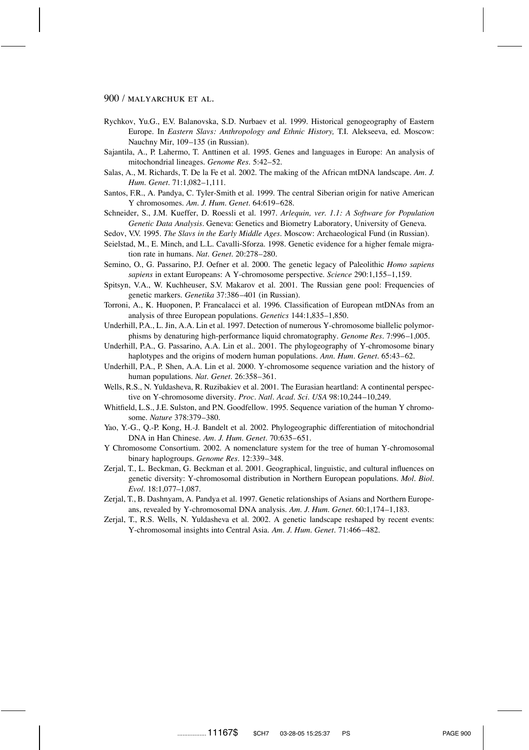Rychkov, Yu.G., E.V. Balanovska, S.D. Nurbaev et al. 1999. Historical genogeography of Eastern Europe. In *Eastern Slavs: Anthropology and Ethnic History,* T.I. Alekseeva, ed. Moscow: Nauchny Mir, 109–135 (in Russian).

Sajantila, A., P. Lahermo, T. Anttinen et al. 1995. Genes and languages in Europe: An analysis of mitochondrial lineages. *Genome Res*. 5:42–52.

Salas, A., M. Richards, T. De la Fe et al. 2002. The making of the African mtDNA landscape. *Am. J. Hum. Genet*. 71:1,082–1,111.

Santos, F.R., A. Pandya, C. Tyler-Smith et al. 1999. The central Siberian origin for native American Y chromosomes. *Am. J. Hum. Genet*. 64:619–628.

Schneider, S., J.M. Kueffer, D. Roessli et al. 1997. *Arlequin, ver. 1.1: A Software for Population Genetic Data Analysis*. Geneva: Genetics and Biometry Laboratory, University of Geneva.

Sedov, V.V. 1995. *The Slavs in the Early Middle Ages*. Moscow: Archaeological Fund (in Russian).

Seielstad, M., E. Minch, and L.L. Cavalli-Sforza. 1998. Genetic evidence for a higher female migration rate in humans. *Nat. Genet*. 20:278–280.

Semino, O., G. Passarino, P.J. Oefner et al. 2000. The genetic legacy of Paleolithic *Homo sapiens sapiens* in extant Europeans: A Y-chromosome perspective. *Science* 290:1,155–1,159.

Spitsyn, V.A., W. Kuchheuser, S.V. Makarov et al. 2001. The Russian gene pool: Frequencies of genetic markers. *Genetika* 37:386–401 (in Russian).

Torroni, A., K. Huoponen, P. Francalacci et al. 1996. Classification of European mtDNAs from an analysis of three European populations. *Genetics* 144:1,835–1,850.

Underhill, P.A., L. Jin, A.A. Lin et al. 1997. Detection of numerous Y-chromosome biallelic polymorphisms by denaturing high-performance liquid chromatography. *Genome Res*. 7:996–1,005.

Underhill, P.A., G. Passarino, A.A. Lin et al.. 2001. The phylogeography of Y-chromosome binary haplotypes and the origins of modern human populations. *Ann. Hum. Genet*. 65:43–62.

Underhill, P.A., P. Shen, A.A. Lin et al. 2000. Y-chromosome sequence variation and the history of human populations. *Nat. Genet*. 26:358–361.

Wells, R.S., N. Yuldasheva, R. Ruzibakiev et al. 2001. The Eurasian heartland: A continental perspective on Y-chromosome diversity. *Proc. Natl. Acad. Sci. USA* 98:10,244–10,249.

Whitfield, L.S., J.E. Sulston, and P.N. Goodfellow. 1995. Sequence variation of the human Y chromosome. *Nature* 378:379–380.

Yao, Y.-G., Q.-P. Kong, H.-J. Bandelt et al. 2002. Phylogeographic differentiation of mitochondrial DNA in Han Chinese. *Am. J. Hum. Genet*. 70:635–651.

Y Chromosome Consortium. 2002. A nomenclature system for the tree of human Y-chromosomal binary haplogroups. *Genome Res*. 12:339–348.

Zerjal, T., L. Beckman, G. Beckman et al. 2001. Geographical, linguistic, and cultural influences on genetic diversity: Y-chromosomal distribution in Northern European populations. *Mol. Biol. Evol*. 18:1,077–1,087.

Zerjal, T., B. Dashnyam, A. Pandya et al. 1997. Genetic relationships of Asians and Northern Europeans, revealed by Y-chromosomal DNA analysis. *Am. J. Hum. Genet*. 60:1,174–1,183.

Zerjal, T., R.S. Wells, N. Yuldasheva et al. 2002. A genetic landscape reshaped by recent events: Y-chromosomal insights into Central Asia. *Am. J. Hum. Genet*. 71:466–482.